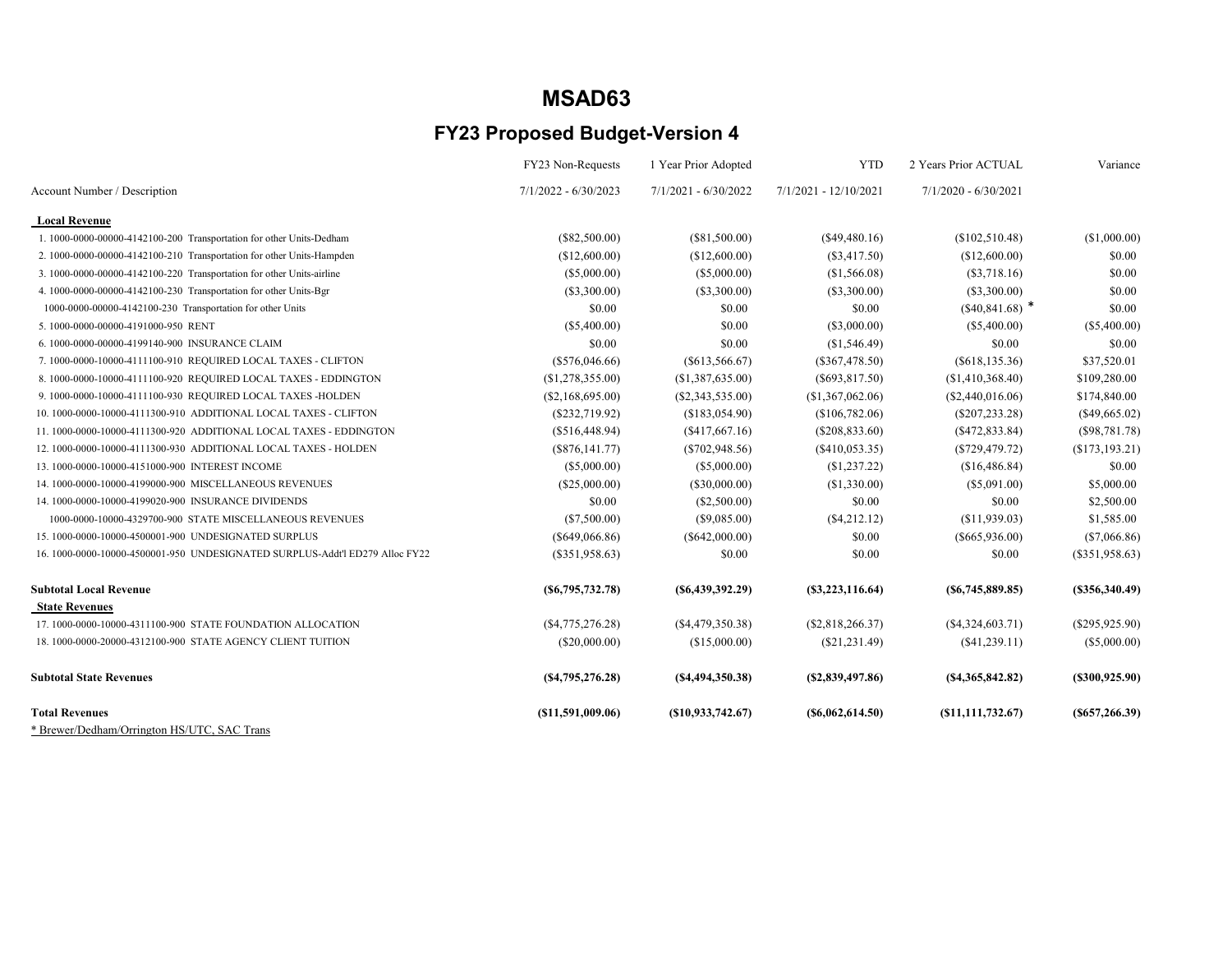# MSAD63

## FY23 Proposed Budget-Version 4

| Account Number / Description | FY23 Non-Requests<br>7/1/2022 - 6/30/2023 | 1 Year Prior Adopted<br>7/1/2021 - 6/30/2022 | YTD<br>7/1/2021 - 12/10/2021 | 2 Years Prior ACTUAL<br>7/1/2020 - 6/30/2021 | Variance |
|---|---|---|---|---|---|
| **Local Revenue** | | | | | |
| 1. 1000-0000-00000-4142100-200 Transportation for other Units-Dedham | ($82,500.00) | ($81,500.00) | ($49,480.16) | ($102,510.48) | ($1,000.00) |
| 2. 1000-0000-00000-4142100-210 Transportation for other Units-Hampden | ($12,600.00) | ($12,600.00) | ($3,417.50) | ($12,600.00) | $0.00 |
| 3. 1000-0000-00000-4142100-220 Transportation for other Units-airline | ($5,000.00) | ($5,000.00) | ($1,566.08) | ($3,718.16) | $0.00 |
| 4. 1000-0000-00000-4142100-230 Transportation for other Units-Bgr | ($3,300.00) | ($3,300.00) | ($3,300.00) | ($3,300.00) | $0.00 |
| 1000-0000-00000-4142100-230 Transportation for other Units | $0.00 | $0.00 | $0.00 | ($40,841.68) * | $0.00 |
| 5. 1000-0000-00000-4191000-950 RENT | ($5,400.00) | $0.00 | ($3,000.00) | ($5,400.00) | ($5,400.00) |
| 6. 1000-0000-00000-4199140-900 INSURANCE CLAIM | $0.00 | $0.00 | ($1,546.49) | $0.00 | $0.00 |
| 7. 1000-0000-10000-4111100-910 REQUIRED LOCAL TAXES - CLIFTON | ($576,046.66) | ($613,566.67) | ($367,478.50) | ($618,135.36) | $37,520.01 |
| 8. 1000-0000-10000-4111100-920 REQUIRED LOCAL TAXES - EDDINGTON | ($1,278,355.00) | ($1,387,635.00) | ($693,817.50) | ($1,410,368.40) | $109,280.00 |
| 9. 1000-0000-10000-4111100-930 REQUIRED LOCAL TAXES -HOLDEN | ($2,168,695.00) | ($2,343,535.00) | ($1,367,062.06) | ($2,440,016.06) | $174,840.00 |
| 10. 1000-0000-10000-4111300-910 ADDITIONAL LOCAL TAXES - CLIFTON | ($232,719.92) | ($183,054.90) | ($106,782.06) | ($207,233.28) | ($49,665.02) |
| 11. 1000-0000-10000-4111300-920 ADDITIONAL LOCAL TAXES - EDDINGTON | ($516,448.94) | ($417,667.16) | ($208,833.60) | ($472,833.84) | ($98,781.78) |
| 12. 1000-0000-10000-4111300-930 ADDITIONAL LOCAL TAXES - HOLDEN | ($876,141.77) | ($702,948.56) | ($410,053.35) | ($729,479.72) | ($173,193.21) |
| 13. 1000-0000-10000-4151000-900 INTEREST INCOME | ($5,000.00) | ($5,000.00) | ($1,237.22) | ($16,486.84) | $0.00 |
| 14. 1000-0000-10000-4199000-900 MISCELLANEOUS REVENUES | ($25,000.00) | ($30,000.00) | ($1,330.00) | ($5,091.00) | $5,000.00 |
| 14. 1000-0000-10000-4199020-900 INSURANCE DIVIDENDS | $0.00 | ($2,500.00) | $0.00 | $0.00 | $2,500.00 |
| 1000-0000-10000-4329700-900 STATE MISCELLANEOUS REVENUES | ($7,500.00) | ($9,085.00) | ($4,212.12) | ($11,939.03) | $1,585.00 |
| 15. 1000-0000-10000-4500001-900 UNDESIGNATED SURPLUS | ($649,066.86) | ($642,000.00) | $0.00 | ($665,936.00) | ($7,066.86) |
| 16. 1000-0000-10000-4500001-950 UNDESIGNATED SURPLUS-Addt'l ED279 Alloc FY22 | ($351,958.63) | $0.00 | $0.00 | $0.00 | ($351,958.63) |
| **Subtotal Local Revenue** | **($6,795,732.78)** | **($6,439,392.29)** | **($3,223,116.64)** | **($6,745,889.85)** | **($356,340.49)** |
| **State Revenues** | | | | | |
| 17. 1000-0000-10000-4311100-900 STATE FOUNDATION ALLOCATION | ($4,775,276.28) | ($4,479,350.38) | ($2,818,266.37) | ($4,324,603.71) | ($295,925.90) |
| 18. 1000-0000-20000-4312100-900 STATE AGENCY CLIENT TUITION | ($20,000.00) | ($15,000.00) | ($21,231.49) | ($41,239.11) | ($5,000.00) |
| **Subtotal State Revenues** | **($4,795,276.28)** | **($4,494,350.38)** | **($2,839,497.86)** | **($4,365,842.82)** | **($300,925.90)** |
| **Total Revenues** | **($11,591,009.06)** | **($10,933,742.67)** | **($6,062,614.50)** | **($11,111,732.67)** | **($657,266.39)** |

* Brewer/Dedham/Orrington HS/UTC, SAC Trans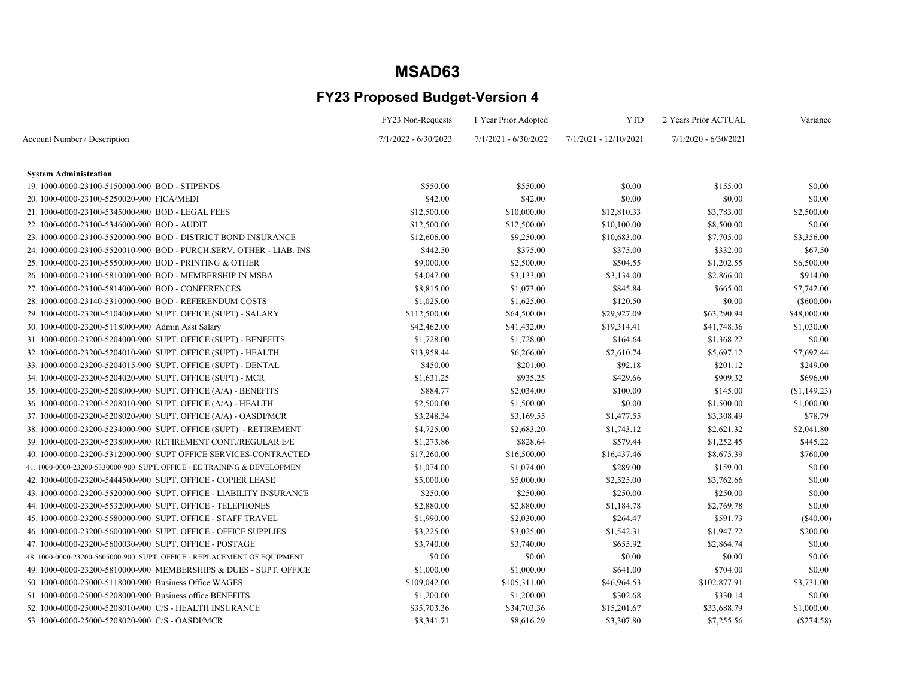# MSAD63

## FY23 Proposed Budget-Version 4

| Account Number / Description | FY23 Non-Requests 7/1/2022 - 6/30/2023 | 1 Year Prior Adopted 7/1/2021 - 6/30/2022 | YTD 7/1/2021 - 12/10/2021 | 2 Years Prior ACTUAL 7/1/2020 - 6/30/2021 | Variance |
|---|---|---|---|---|---|
| **System Administration** | | | | | |
| 19. 1000-0000-23100-5150000-900 BOD - STIPENDS | $550.00 | $550.00 | $0.00 | $155.00 | $0.00 |
| 20. 1000-0000-23100-5250020-900 FICA/MEDI | $42.00 | $42.00 | $0.00 | $0.00 | $0.00 |
| 21. 1000-0000-23100-5345000-900 BOD - LEGAL FEES | $12,500.00 | $10,000.00 | $12,810.33 | $3,783.00 | $2,500.00 |
| 22. 1000-0000-23100-5346000-900 BOD - AUDIT | $12,500.00 | $12,500.00 | $10,100.00 | $8,500.00 | $0.00 |
| 23. 1000-0000-23100-5520000-900 BOD - DISTRICT BOND INSURANCE | $12,606.00 | $9,250.00 | $10,683.00 | $7,705.00 | $3,356.00 |
| 24. 1000-0000-23100-5520010-900 BOD - PURCH.SERV. OTHER - LIAB. INS | $442.50 | $375.00 | $375.00 | $332.00 | $67.50 |
| 25. 1000-0000-23100-5550000-900 BOD - PRINTING & OTHER | $9,000.00 | $2,500.00 | $504.55 | $1,202.55 | $6,500.00 |
| 26. 1000-0000-23100-5810000-900 BOD - MEMBERSHIP IN MSBA | $4,047.00 | $3,133.00 | $3,134.00 | $2,866.00 | $914.00 |
| 27. 1000-0000-23100-5814000-900 BOD - CONFERENCES | $8,815.00 | $1,073.00 | $845.84 | $665.00 | $7,742.00 |
| 28. 1000-0000-23140-5310000-900 BOD - REFERENDUM COSTS | $1,025.00 | $1,625.00 | $120.50 | $0.00 | ($600.00) |
| 29. 1000-0000-23200-5104000-900 SUPT. OFFICE (SUPT) - SALARY | $112,500.00 | $64,500.00 | $29,927.09 | $63,290.94 | $48,000.00 |
| 30. 1000-0000-23200-5118000-900 Admin Asst Salary | $42,462.00 | $41,432.00 | $19,314.41 | $41,748.36 | $1,030.00 |
| 31. 1000-0000-23200-5204000-900 SUPT. OFFICE (SUPT) - BENEFITS | $1,728.00 | $1,728.00 | $164.64 | $1,368.22 | $0.00 |
| 32. 1000-0000-23200-5204010-900 SUPT. OFFICE (SUPT) - HEALTH | $13,958.44 | $6,266.00 | $2,610.74 | $5,697.12 | $7,692.44 |
| 33. 1000-0000-23200-5204015-900 SUPT. OFFICE (SUPT) - DENTAL | $450.00 | $201.00 | $92.18 | $201.12 | $249.00 |
| 34. 1000-0000-23200-5204020-900 SUPT. OFFICE (SUPT) - MCR | $1,631.25 | $935.25 | $429.66 | $909.32 | $696.00 |
| 35. 1000-0000-23200-5208000-900 SUPT. OFFICE (A/A) - BENEFITS | $884.77 | $2,034.00 | $100.00 | $145.00 | ($1,149.23) |
| 36. 1000-0000-23200-5208010-900 SUPT. OFFICE (A/A) - HEALTH | $2,500.00 | $1,500.00 | $0.00 | $1,500.00 | $1,000.00 |
| 37. 1000-0000-23200-5208020-900 SUPT. OFFICE (A/A) - OASDI/MCR | $3,248.34 | $3,169.55 | $1,477.55 | $3,308.49 | $78.79 |
| 38. 1000-0000-23200-5234000-900 SUPT. OFFICE (SUPT) - RETIREMENT | $4,725.00 | $2,683.20 | $1,743.12 | $2,621.32 | $2,041.80 |
| 39. 1000-0000-23200-5238000-900 RETIREMENT CONT./REGULAR E/E | $1,273.86 | $828.64 | $579.44 | $1,252.45 | $445.22 |
| 40. 1000-0000-23200-5312000-900 SUPT OFFICE SERVICES-CONTRACTED | $17,260.00 | $16,500.00 | $16,437.46 | $8,675.39 | $760.00 |
| 41. 1000-0000-23200-5330000-900 SUPT. OFFICE - EE TRAINING & DEVELOPMEN | $1,074.00 | $1,074.00 | $289.00 | $159.00 | $0.00 |
| 42. 1000-0000-23200-5444500-900 SUPT. OFFICE - COPIER LEASE | $5,000.00 | $5,000.00 | $2,525.00 | $3,762.66 | $0.00 |
| 43. 1000-0000-23200-5520000-900 SUPT. OFFICE - LIABILITY INSURANCE | $250.00 | $250.00 | $250.00 | $250.00 | $0.00 |
| 44. 1000-0000-23200-5532000-900 SUPT. OFFICE - TELEPHONES | $2,880.00 | $2,880.00 | $1,184.78 | $2,769.78 | $0.00 |
| 45. 1000-0000-23200-5580000-900 SUPT. OFFICE - STAFF TRAVEL | $1,990.00 | $2,030.00 | $264.47 | $591.73 | ($40.00) |
| 46. 1000-0000-23200-5600000-900 SUPT. OFFICE - OFFICE SUPPLIES | $3,225.00 | $3,025.00 | $1,542.31 | $1,947.72 | $200.00 |
| 47. 1000-0000-23200-5600030-900 SUPT. OFFICE - POSTAGE | $3,740.00 | $3,740.00 | $655.92 | $2,864.74 | $0.00 |
| 48. 1000-0000-23200-5605000-900 SUPT. OFFICE - REPLACEMENT OF EQUIPMENT | $0.00 | $0.00 | $0.00 | $0.00 | $0.00 |
| 49. 1000-0000-23200-5810000-900 MEMBERSHIPS & DUES - SUPT. OFFICE | $1,000.00 | $1,000.00 | $641.00 | $704.00 | $0.00 |
| 50. 1000-0000-25000-5118000-900 Business Office WAGES | $109,042.00 | $105,311.00 | $46,964.53 | $102,877.91 | $3,731.00 |
| 51. 1000-0000-25000-5208000-900 Business office BENEFITS | $1,200.00 | $1,200.00 | $302.68 | $330.14 | $0.00 |
| 52. 1000-0000-25000-5208010-900 C/S - HEALTH INSURANCE | $35,703.36 | $34,703.36 | $15,201.67 | $33,688.79 | $1,000.00 |
| 53. 1000-0000-25000-5208020-900 C/S - OASDI/MCR | $8,341.71 | $8,616.29 | $3,307.80 | $7,255.56 | ($274.58) |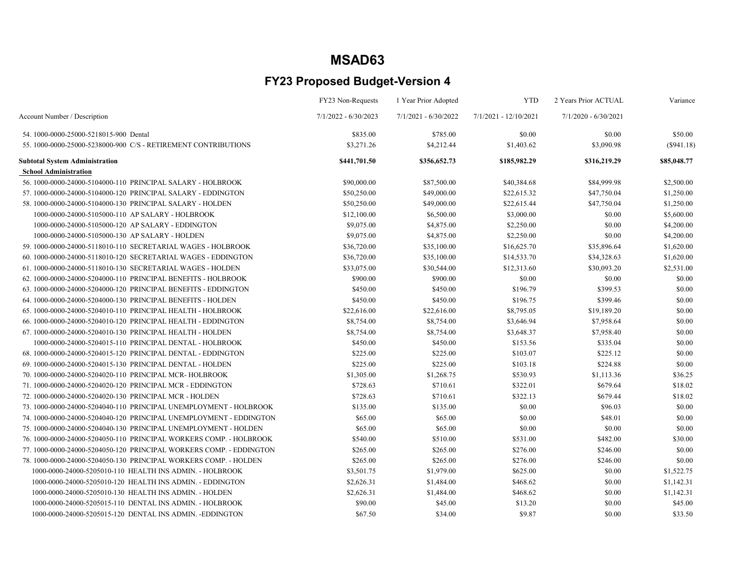# MSAD63

## FY23 Proposed Budget-Version 4

| Account Number / Description | FY23 Non-Requests 7/1/2022 - 6/30/2023 | 1 Year Prior Adopted 7/1/2021 - 6/30/2022 | YTD 7/1/2021 - 12/10/2021 | 2 Years Prior ACTUAL 7/1/2020 - 6/30/2021 | Variance |
|---|---|---|---|---|---|
| 54. 1000-0000-25000-5218015-900 Dental | $835.00 | $785.00 | $0.00 | $0.00 | $50.00 |
| 55. 1000-0000-25000-5238000-900 C/S - RETIREMENT CONTRIBUTIONS | $3,271.26 | $4,212.44 | $1,403.62 | $3,090.98 | ($941.18) |
| **Subtotal System Administration** | **$441,701.50** | **$356,652.73** | **$185,982.29** | **$316,219.29** | **$85,048.77** |
| **School Administration** | | | | | |
| 56. 1000-0000-24000-5104000-110 PRINCIPAL SALARY - HOLBROOK | $90,000.00 | $87,500.00 | $40,384.68 | $84,999.98 | $2,500.00 |
| 57. 1000-0000-24000-5104000-120 PRINCIPAL SALARY - EDDINGTON | $50,250.00 | $49,000.00 | $22,615.32 | $47,750.04 | $1,250.00 |
| 58. 1000-0000-24000-5104000-130 PRINCIPAL SALARY - HOLDEN | $50,250.00 | $49,000.00 | $22,615.44 | $47,750.04 | $1,250.00 |
| 1000-0000-24000-5105000-110 AP SALARY - HOLBROOK | $12,100.00 | $6,500.00 | $3,000.00 | $0.00 | $5,600.00 |
| 1000-0000-24000-5105000-120 AP SALARY - EDDINGTON | $9,075.00 | $4,875.00 | $2,250.00 | $0.00 | $4,200.00 |
| 1000-0000-24000-5105000-130 AP SALARY - HOLDEN | $9,075.00 | $4,875.00 | $2,250.00 | $0.00 | $4,200.00 |
| 59. 1000-0000-24000-5118010-110 SECRETARIAL WAGES - HOLBROOK | $36,720.00 | $35,100.00 | $16,625.70 | $35,896.64 | $1,620.00 |
| 60. 1000-0000-24000-5118010-120 SECRETARIAL WAGES - EDDINGTON | $36,720.00 | $35,100.00 | $14,533.70 | $34,328.63 | $1,620.00 |
| 61. 1000-0000-24000-5118010-130 SECRETARIAL WAGES - HOLDEN | $33,075.00 | $30,544.00 | $12,313.60 | $30,093.20 | $2,531.00 |
| 62. 1000-0000-24000-5204000-110 PRINCIPAL BENEFITS - HOLBROOK | $900.00 | $900.00 | $0.00 | $0.00 | $0.00 |
| 63. 1000-0000-24000-5204000-120 PRINCIPAL BENEFITS - EDDINGTON | $450.00 | $450.00 | $196.79 | $399.53 | $0.00 |
| 64. 1000-0000-24000-5204000-130 PRINCIPAL BENEFITS - HOLDEN | $450.00 | $450.00 | $196.75 | $399.46 | $0.00 |
| 65. 1000-0000-24000-5204010-110 PRINCIPAL HEALTH - HOLBROOK | $22,616.00 | $22,616.00 | $8,795.05 | $19,189.20 | $0.00 |
| 66. 1000-0000-24000-5204010-120 PRINCIPAL HEALTH - EDDINGTON | $8,754.00 | $8,754.00 | $3,646.94 | $7,958.64 | $0.00 |
| 67. 1000-0000-24000-5204010-130 PRINCIPAL HEALTH - HOLDEN | $8,754.00 | $8,754.00 | $3,648.37 | $7,958.40 | $0.00 |
| 1000-0000-24000-5204015-110 PRINCIPAL DENTAL - HOLBROOK | $450.00 | $450.00 | $153.56 | $335.04 | $0.00 |
| 68. 1000-0000-24000-5204015-120 PRINCIPAL DENTAL - EDDINGTON | $225.00 | $225.00 | $103.07 | $225.12 | $0.00 |
| 69. 1000-0000-24000-5204015-130 PRINCIPAL DENTAL - HOLDEN | $225.00 | $225.00 | $103.18 | $224.88 | $0.00 |
| 70. 1000-0000-24000-5204020-110 PRINCIPAL MCR- HOLBROOK | $1,305.00 | $1,268.75 | $530.93 | $1,113.36 | $36.25 |
| 71. 1000-0000-24000-5204020-120 PRINCIPAL MCR - EDDINGTON | $728.63 | $710.61 | $322.01 | $679.64 | $18.02 |
| 72. 1000-0000-24000-5204020-130 PRINCIPAL MCR - HOLDEN | $728.63 | $710.61 | $322.13 | $679.44 | $18.02 |
| 73. 1000-0000-24000-5204040-110 PRINCIPAL UNEMPLOYMENT - HOLBROOK | $135.00 | $135.00 | $0.00 | $96.03 | $0.00 |
| 74. 1000-0000-24000-5204040-120 PRINCIPAL UNEMPLOYMENT - EDDINGTON | $65.00 | $65.00 | $0.00 | $48.01 | $0.00 |
| 75. 1000-0000-24000-5204040-130 PRINCIPAL UNEMPLOYMENT - HOLDEN | $65.00 | $65.00 | $0.00 | $0.00 | $0.00 |
| 76. 1000-0000-24000-5204050-110 PRINCIPAL WORKERS COMP. - HOLBROOK | $540.00 | $510.00 | $531.00 | $482.00 | $30.00 |
| 77. 1000-0000-24000-5204050-120 PRINCIPAL WORKERS COMP. - EDDINGTON | $265.00 | $265.00 | $276.00 | $246.00 | $0.00 |
| 78. 1000-0000-24000-5204050-130 PRINCIPAL WORKERS COMP. - HOLDEN | $265.00 | $265.00 | $276.00 | $246.00 | $0.00 |
| 1000-0000-24000-5205010-110 HEALTH INS ADMIN. - HOLBROOK | $3,501.75 | $1,979.00 | $625.00 | $0.00 | $1,522.75 |
| 1000-0000-24000-5205010-120 HEALTH INS ADMIN. - EDDINGTON | $2,626.31 | $1,484.00 | $468.62 | $0.00 | $1,142.31 |
| 1000-0000-24000-5205010-130 HEALTH INS ADMIN. - HOLDEN | $2,626.31 | $1,484.00 | $468.62 | $0.00 | $1,142.31 |
| 1000-0000-24000-5205015-110 DENTAL INS ADMIN. - HOLBROOK | $90.00 | $45.00 | $13.20 | $0.00 | $45.00 |
| 1000-0000-24000-5205015-120 DENTAL INS ADMIN. -EDDINGTON | $67.50 | $34.00 | $9.87 | $0.00 | $33.50 |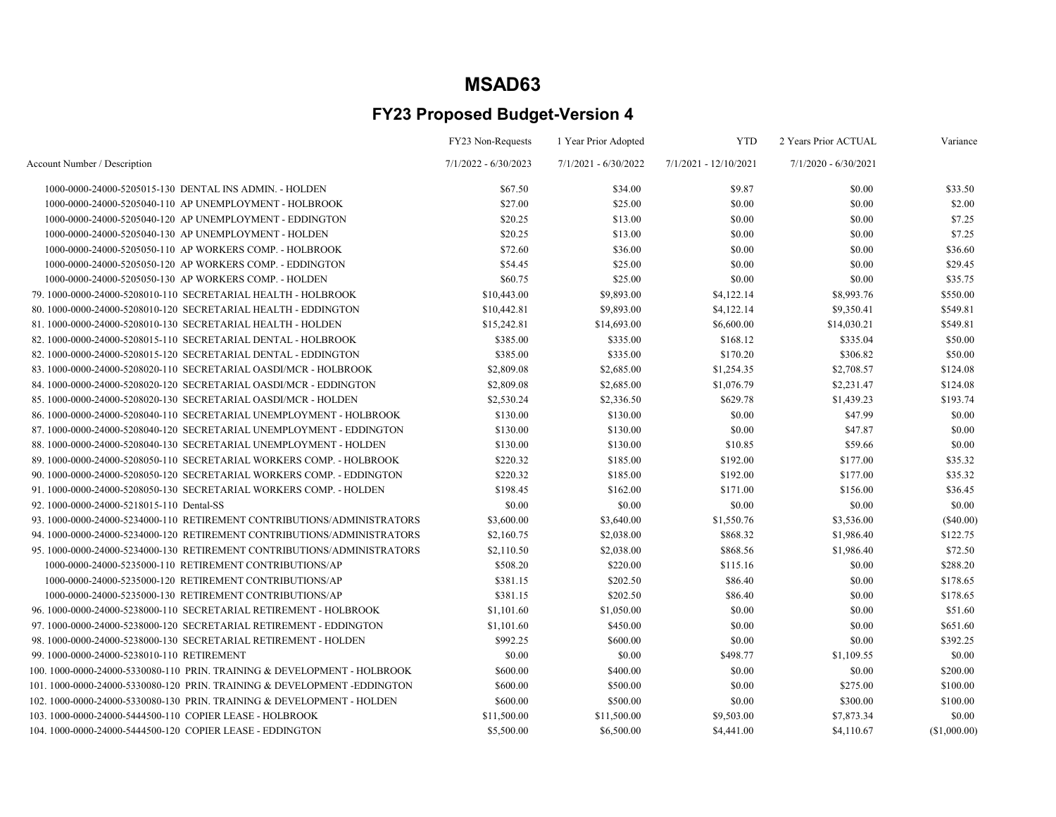# MSAD63

## FY23 Proposed Budget-Version 4

| Account Number / Description | FY23 Non-Requests 7/1/2022 - 6/30/2023 | 1 Year Prior Adopted 7/1/2021 - 6/30/2022 | YTD 7/1/2021 - 12/10/2021 | 2 Years Prior ACTUAL 7/1/2020 - 6/30/2021 | Variance |
|---|---|---|---|---|---|
| 1000-0000-24000-5205015-130 DENTAL INS ADMIN. - HOLDEN | $67.50 | $34.00 | $9.87 | $0.00 | $33.50 |
| 1000-0000-24000-5205040-110 AP UNEMPLOYMENT - HOLBROOK | $27.00 | $25.00 | $0.00 | $0.00 | $2.00 |
| 1000-0000-24000-5205040-120 AP UNEMPLOYMENT - EDDINGTON | $20.25 | $13.00 | $0.00 | $0.00 | $7.25 |
| 1000-0000-24000-5205040-130 AP UNEMPLOYMENT - HOLDEN | $20.25 | $13.00 | $0.00 | $0.00 | $7.25 |
| 1000-0000-24000-5205050-110 AP WORKERS COMP. - HOLBROOK | $72.60 | $36.00 | $0.00 | $0.00 | $36.60 |
| 1000-0000-24000-5205050-120 AP WORKERS COMP. - EDDINGTON | $54.45 | $25.00 | $0.00 | $0.00 | $29.45 |
| 1000-0000-24000-5205050-130 AP WORKERS COMP. - HOLDEN | $60.75 | $25.00 | $0.00 | $0.00 | $35.75 |
| 79. 1000-0000-24000-5208010-110 SECRETARIAL HEALTH - HOLBROOK | $10,443.00 | $9,893.00 | $4,122.14 | $8,993.76 | $550.00 |
| 80. 1000-0000-24000-5208010-120 SECRETARIAL HEALTH - EDDINGTON | $10,442.81 | $9,893.00 | $4,122.14 | $9,350.41 | $549.81 |
| 81. 1000-0000-24000-5208010-130 SECRETARIAL HEALTH - HOLDEN | $15,242.81 | $14,693.00 | $6,600.00 | $14,030.21 | $549.81 |
| 82. 1000-0000-24000-5208015-110 SECRETARIAL DENTAL - HOLBROOK | $385.00 | $335.00 | $168.12 | $335.04 | $50.00 |
| 82. 1000-0000-24000-5208015-120 SECRETARIAL DENTAL - EDDINGTON | $385.00 | $335.00 | $170.20 | $306.82 | $50.00 |
| 83. 1000-0000-24000-5208020-110 SECRETARIAL OASDI/MCR - HOLBROOK | $2,809.08 | $2,685.00 | $1,254.35 | $2,708.57 | $124.08 |
| 84. 1000-0000-24000-5208020-120 SECRETARIAL OASDI/MCR - EDDINGTON | $2,809.08 | $2,685.00 | $1,076.79 | $2,231.47 | $124.08 |
| 85. 1000-0000-24000-5208020-130 SECRETARIAL OASDI/MCR - HOLDEN | $2,530.24 | $2,336.50 | $629.78 | $1,439.23 | $193.74 |
| 86. 1000-0000-24000-5208040-110 SECRETARIAL UNEMPLOYMENT - HOLBROOK | $130.00 | $130.00 | $0.00 | $47.99 | $0.00 |
| 87. 1000-0000-24000-5208040-120 SECRETARIAL UNEMPLOYMENT - EDDINGTON | $130.00 | $130.00 | $0.00 | $47.87 | $0.00 |
| 88. 1000-0000-24000-5208040-130 SECRETARIAL UNEMPLOYMENT - HOLDEN | $130.00 | $130.00 | $10.85 | $59.66 | $0.00 |
| 89. 1000-0000-24000-5208050-110 SECRETARIAL WORKERS COMP. - HOLBROOK | $220.32 | $185.00 | $192.00 | $177.00 | $35.32 |
| 90. 1000-0000-24000-5208050-120 SECRETARIAL WORKERS COMP. - EDDINGTON | $220.32 | $185.00 | $192.00 | $177.00 | $35.32 |
| 91. 1000-0000-24000-5208050-130 SECRETARIAL WORKERS COMP. - HOLDEN | $198.45 | $162.00 | $171.00 | $156.00 | $36.45 |
| 92. 1000-0000-24000-5218015-110 Dental-SS | $0.00 | $0.00 | $0.00 | $0.00 | $0.00 |
| 93. 1000-0000-24000-5234000-110 RETIREMENT CONTRIBUTIONS/ADMINISTRATORS | $3,600.00 | $3,640.00 | $1,550.76 | $3,536.00 | ($40.00) |
| 94. 1000-0000-24000-5234000-120 RETIREMENT CONTRIBUTIONS/ADMINISTRATORS | $2,160.75 | $2,038.00 | $868.32 | $1,986.40 | $122.75 |
| 95. 1000-0000-24000-5234000-130 RETIREMENT CONTRIBUTIONS/ADMINISTRATORS | $2,110.50 | $2,038.00 | $868.56 | $1,986.40 | $72.50 |
| 1000-0000-24000-5235000-110 RETIREMENT CONTRIBUTIONS/AP | $508.20 | $220.00 | $115.16 | $0.00 | $288.20 |
| 1000-0000-24000-5235000-120 RETIREMENT CONTRIBUTIONS/AP | $381.15 | $202.50 | $86.40 | $0.00 | $178.65 |
| 1000-0000-24000-5235000-130 RETIREMENT CONTRIBUTIONS/AP | $381.15 | $202.50 | $86.40 | $0.00 | $178.65 |
| 96. 1000-0000-24000-5238000-110 SECRETARIAL RETIREMENT - HOLBROOK | $1,101.60 | $1,050.00 | $0.00 | $0.00 | $51.60 |
| 97. 1000-0000-24000-5238000-120 SECRETARIAL RETIREMENT - EDDINGTON | $1,101.60 | $450.00 | $0.00 | $0.00 | $651.60 |
| 98. 1000-0000-24000-5238000-130 SECRETARIAL RETIREMENT - HOLDEN | $992.25 | $600.00 | $0.00 | $0.00 | $392.25 |
| 99. 1000-0000-24000-5238010-110 RETIREMENT | $0.00 | $0.00 | $498.77 | $1,109.55 | $0.00 |
| 100. 1000-0000-24000-5330080-110 PRIN. TRAINING & DEVELOPMENT - HOLBROOK | $600.00 | $400.00 | $0.00 | $0.00 | $200.00 |
| 101. 1000-0000-24000-5330080-120 PRIN. TRAINING & DEVELOPMENT -EDDINGTON | $600.00 | $500.00 | $0.00 | $275.00 | $100.00 |
| 102. 1000-0000-24000-5330080-130 PRIN. TRAINING & DEVELOPMENT - HOLDEN | $600.00 | $500.00 | $0.00 | $300.00 | $100.00 |
| 103. 1000-0000-24000-5444500-110 COPIER LEASE - HOLBROOK | $11,500.00 | $11,500.00 | $9,503.00 | $7,873.34 | $0.00 |
| 104. 1000-0000-24000-5444500-120 COPIER LEASE - EDDINGTON | $5,500.00 | $6,500.00 | $4,441.00 | $4,110.67 | ($1,000.00) |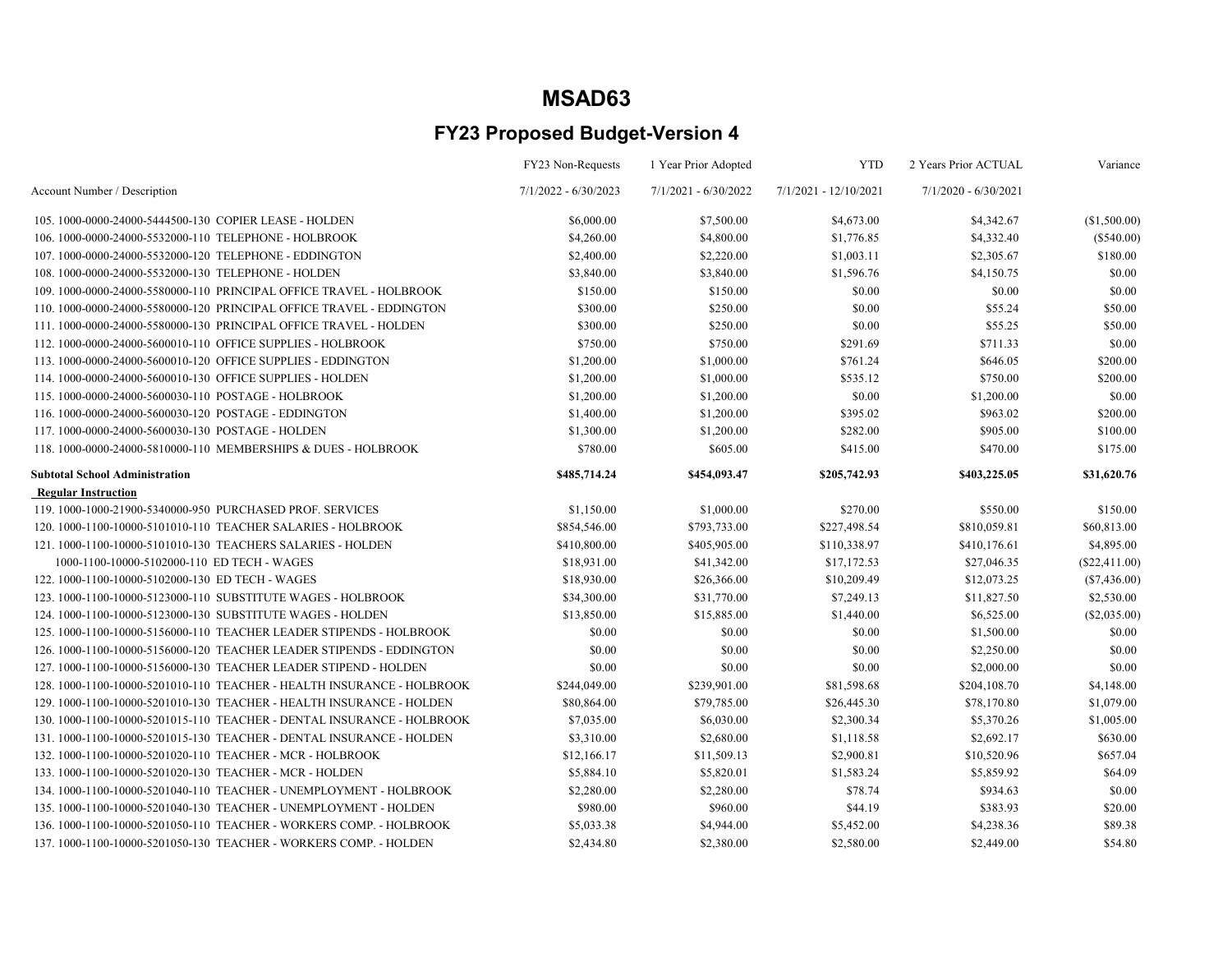# MSAD63

## FY23 Proposed Budget-Version 4

| Account Number / Description | FY23 Non-Requests<br>7/1/2022 - 6/30/2023 | 1 Year Prior Adopted<br>7/1/2021 - 6/30/2022 | YTD<br>7/1/2021 - 12/10/2021 | 2 Years Prior ACTUAL<br>7/1/2020 - 6/30/2021 | Variance |
|---|---|---|---|---|---|
| 105. 1000-0000-24000-5444500-130 COPIER LEASE - HOLDEN | $6,000.00 | $7,500.00 | $4,673.00 | $4,342.67 | ($1,500.00) |
| 106. 1000-0000-24000-5532000-110 TELEPHONE - HOLBROOK | $4,260.00 | $4,800.00 | $1,776.85 | $4,332.40 | ($540.00) |
| 107. 1000-0000-24000-5532000-120 TELEPHONE - EDDINGTON | $2,400.00 | $2,220.00 | $1,003.11 | $2,305.67 | $180.00 |
| 108. 1000-0000-24000-5532000-130 TELEPHONE - HOLDEN | $3,840.00 | $3,840.00 | $1,596.76 | $4,150.75 | $0.00 |
| 109. 1000-0000-24000-5580000-110 PRINCIPAL OFFICE TRAVEL - HOLBROOK | $150.00 | $150.00 | $0.00 | $0.00 | $0.00 |
| 110. 1000-0000-24000-5580000-120 PRINCIPAL OFFICE TRAVEL - EDDINGTON | $300.00 | $250.00 | $0.00 | $55.24 | $50.00 |
| 111. 1000-0000-24000-5580000-130 PRINCIPAL OFFICE TRAVEL - HOLDEN | $300.00 | $250.00 | $0.00 | $55.25 | $50.00 |
| 112. 1000-0000-24000-5600010-110 OFFICE SUPPLIES - HOLBROOK | $750.00 | $750.00 | $291.69 | $711.33 | $0.00 |
| 113. 1000-0000-24000-5600010-120 OFFICE SUPPLIES - EDDINGTON | $1,200.00 | $1,000.00 | $761.24 | $646.05 | $200.00 |
| 114. 1000-0000-24000-5600010-130 OFFICE SUPPLIES - HOLDEN | $1,200.00 | $1,000.00 | $535.12 | $750.00 | $200.00 |
| 115. 1000-0000-24000-5600030-110 POSTAGE - HOLBROOK | $1,200.00 | $1,200.00 | $0.00 | $1,200.00 | $0.00 |
| 116. 1000-0000-24000-5600030-120 POSTAGE - EDDINGTON | $1,400.00 | $1,200.00 | $395.02 | $963.02 | $200.00 |
| 117. 1000-0000-24000-5600030-130 POSTAGE - HOLDEN | $1,300.00 | $1,200.00 | $282.00 | $905.00 | $100.00 |
| 118. 1000-0000-24000-5810000-110 MEMBERSHIPS & DUES - HOLBROOK | $780.00 | $605.00 | $415.00 | $470.00 | $175.00 |
| **Subtotal School Administration** | **$485,714.24** | **$454,093.47** | **$205,742.93** | **$403,225.05** | **$31,620.76** |
| **Regular Instruction** | | | | | |
| 119. 1000-1000-21900-5340000-950 PURCHASED PROF. SERVICES | $1,150.00 | $1,000.00 | $270.00 | $550.00 | $150.00 |
| 120. 1000-1100-10000-5101010-110 TEACHER SALARIES - HOLBROOK | $854,546.00 | $793,733.00 | $227,498.54 | $810,059.81 | $60,813.00 |
| 121. 1000-1100-10000-5101010-130 TEACHERS SALARIES - HOLDEN | $410,800.00 | $405,905.00 | $110,338.97 | $410,176.61 | $4,895.00 |
| 1000-1100-10000-5102000-110 ED TECH - WAGES | $18,931.00 | $41,342.00 | $17,172.53 | $27,046.35 | ($22,411.00) |
| 122. 1000-1100-10000-5102000-130 ED TECH - WAGES | $18,930.00 | $26,366.00 | $10,209.49 | $12,073.25 | ($7,436.00) |
| 123. 1000-1100-10000-5123000-110 SUBSTITUTE WAGES - HOLBROOK | $34,300.00 | $31,770.00 | $7,249.13 | $11,827.50 | $2,530.00 |
| 124. 1000-1100-10000-5123000-130 SUBSTITUTE WAGES - HOLDEN | $13,850.00 | $15,885.00 | $1,440.00 | $6,525.00 | ($2,035.00) |
| 125. 1000-1100-10000-5156000-110 TEACHER LEADER STIPENDS - HOLBROOK | $0.00 | $0.00 | $0.00 | $1,500.00 | $0.00 |
| 126. 1000-1100-10000-5156000-120 TEACHER LEADER STIPENDS - EDDINGTON | $0.00 | $0.00 | $0.00 | $2,250.00 | $0.00 |
| 127. 1000-1100-10000-5156000-130 TEACHER LEADER STIPEND - HOLDEN | $0.00 | $0.00 | $0.00 | $2,000.00 | $0.00 |
| 128. 1000-1100-10000-5201010-110 TEACHER - HEALTH INSURANCE - HOLBROOK | $244,049.00 | $239,901.00 | $81,598.68 | $204,108.70 | $4,148.00 |
| 129. 1000-1100-10000-5201010-130 TEACHER - HEALTH INSURANCE - HOLDEN | $80,864.00 | $79,785.00 | $26,445.30 | $78,170.80 | $1,079.00 |
| 130. 1000-1100-10000-5201015-110 TEACHER - DENTAL INSURANCE - HOLBROOK | $7,035.00 | $6,030.00 | $2,300.34 | $5,370.26 | $1,005.00 |
| 131. 1000-1100-10000-5201015-130 TEACHER - DENTAL INSURANCE - HOLDEN | $3,310.00 | $2,680.00 | $1,118.58 | $2,692.17 | $630.00 |
| 132. 1000-1100-10000-5201020-110 TEACHER - MCR - HOLBROOK | $12,166.17 | $11,509.13 | $2,900.81 | $10,520.96 | $657.04 |
| 133. 1000-1100-10000-5201020-130 TEACHER - MCR - HOLDEN | $5,884.10 | $5,820.01 | $1,583.24 | $5,859.92 | $64.09 |
| 134. 1000-1100-10000-5201040-110 TEACHER - UNEMPLOYMENT - HOLBROOK | $2,280.00 | $2,280.00 | $78.74 | $934.63 | $0.00 |
| 135. 1000-1100-10000-5201040-130 TEACHER - UNEMPLOYMENT - HOLDEN | $980.00 | $960.00 | $44.19 | $383.93 | $20.00 |
| 136. 1000-1100-10000-5201050-110 TEACHER - WORKERS COMP. - HOLBROOK | $5,033.38 | $4,944.00 | $5,452.00 | $4,238.36 | $89.38 |
| 137. 1000-1100-10000-5201050-130 TEACHER - WORKERS COMP. - HOLDEN | $2,434.80 | $2,380.00 | $2,580.00 | $2,449.00 | $54.80 |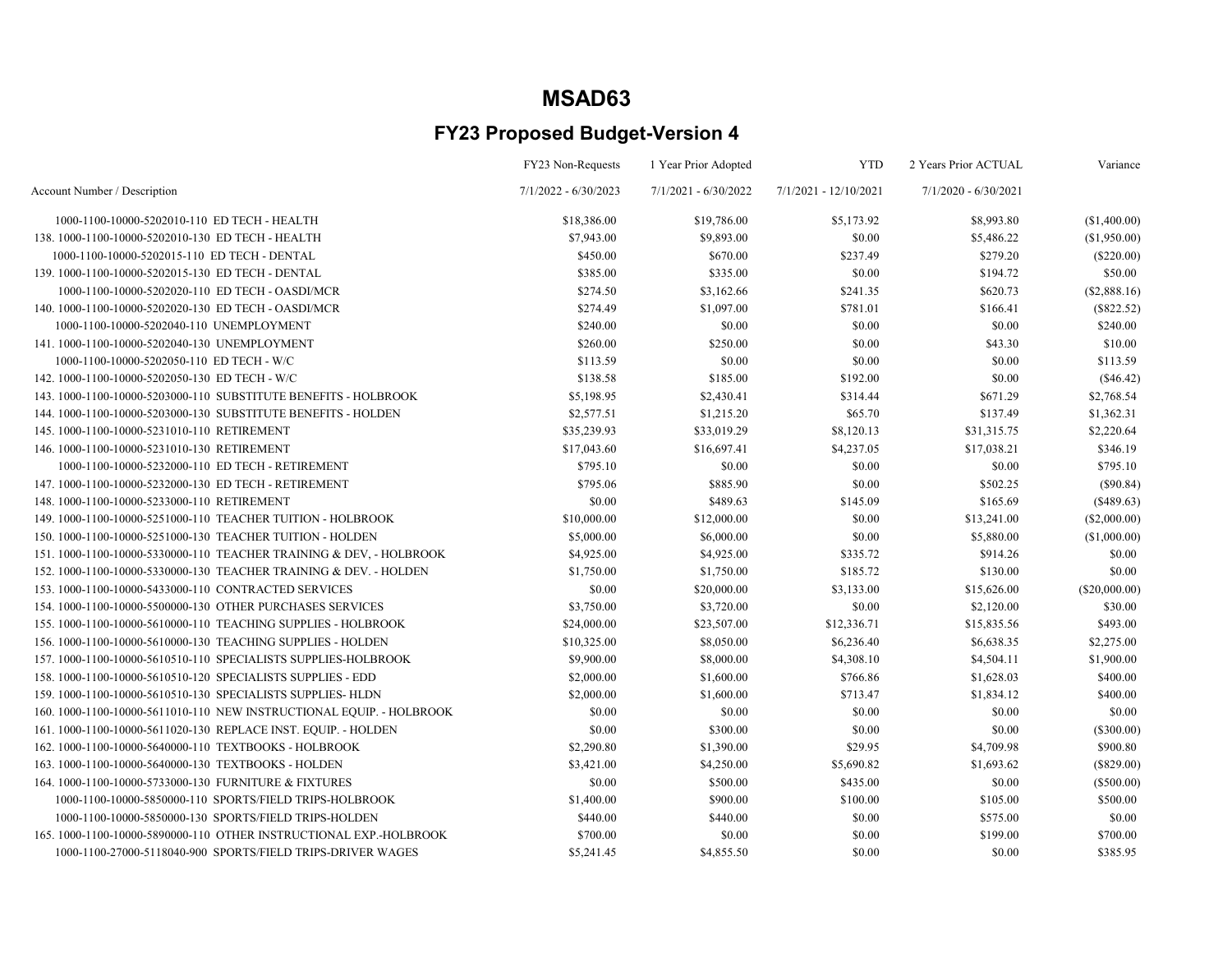# MSAD63

## FY23 Proposed Budget-Version 4

| Account Number / Description | FY23 Non-Requests<br>7/1/2022 - 6/30/2023 | 1 Year Prior Adopted<br>7/1/2021 - 6/30/2022 | YTD<br>7/1/2021 - 12/10/2021 | 2 Years Prior ACTUAL<br>7/1/2020 - 6/30/2021 | Variance |
|---|---|---|---|---|---|
| 1000-1100-10000-5202010-110 ED TECH - HEALTH | $18,386.00 | $19,786.00 | $5,173.92 | $8,993.80 | ($1,400.00) |
| 138. 1000-1100-10000-5202010-130 ED TECH - HEALTH | $7,943.00 | $9,893.00 | $0.00 | $5,486.22 | ($1,950.00) |
| 1000-1100-10000-5202015-110 ED TECH - DENTAL | $450.00 | $670.00 | $237.49 | $279.20 | ($220.00) |
| 139. 1000-1100-10000-5202015-130 ED TECH - DENTAL | $385.00 | $335.00 | $0.00 | $194.72 | $50.00 |
| 1000-1100-10000-5202020-110 ED TECH - OASDI/MCR | $274.50 | $3,162.66 | $241.35 | $620.73 | ($2,888.16) |
| 140. 1000-1100-10000-5202020-130 ED TECH - OASDI/MCR | $274.49 | $1,097.00 | $781.01 | $166.41 | ($822.52) |
| 1000-1100-10000-5202040-110 UNEMPLOYMENT | $240.00 | $0.00 | $0.00 | $0.00 | $240.00 |
| 141. 1000-1100-10000-5202040-130 UNEMPLOYMENT | $260.00 | $250.00 | $0.00 | $43.30 | $10.00 |
| 1000-1100-10000-5202050-110 ED TECH - W/C | $113.59 | $0.00 | $0.00 | $0.00 | $113.59 |
| 142. 1000-1100-10000-5202050-130 ED TECH - W/C | $138.58 | $185.00 | $192.00 | $0.00 | ($46.42) |
| 143. 1000-1100-10000-5203000-110 SUBSTITUTE BENEFITS - HOLBROOK | $5,198.95 | $2,430.41 | $314.44 | $671.29 | $2,768.54 |
| 144. 1000-1100-10000-5203000-130 SUBSTITUTE BENEFITS - HOLDEN | $2,577.51 | $1,215.20 | $65.70 | $137.49 | $1,362.31 |
| 145. 1000-1100-10000-5231010-110 RETIREMENT | $35,239.93 | $33,019.29 | $8,120.13 | $31,315.75 | $2,220.64 |
| 146. 1000-1100-10000-5231010-130 RETIREMENT | $17,043.60 | $16,697.41 | $4,237.05 | $17,038.21 | $346.19 |
| 1000-1100-10000-5232000-110 ED TECH - RETIREMENT | $795.10 | $0.00 | $0.00 | $0.00 | $795.10 |
| 147. 1000-1100-10000-5232000-130 ED TECH - RETIREMENT | $795.06 | $885.90 | $0.00 | $502.25 | ($90.84) |
| 148. 1000-1100-10000-5233000-110 RETIREMENT | $0.00 | $489.63 | $145.09 | $165.69 | ($489.63) |
| 149. 1000-1100-10000-5251000-110 TEACHER TUITION - HOLBROOK | $10,000.00 | $12,000.00 | $0.00 | $13,241.00 | ($2,000.00) |
| 150. 1000-1100-10000-5251000-130 TEACHER TUITION - HOLDEN | $5,000.00 | $6,000.00 | $0.00 | $5,880.00 | ($1,000.00) |
| 151. 1000-1100-10000-5330000-110 TEACHER TRAINING & DEV, - HOLBROOK | $4,925.00 | $4,925.00 | $335.72 | $914.26 | $0.00 |
| 152. 1000-1100-10000-5330000-130 TEACHER TRAINING & DEV. - HOLDEN | $1,750.00 | $1,750.00 | $185.72 | $130.00 | $0.00 |
| 153. 1000-1100-10000-5433000-110 CONTRACTED SERVICES | $0.00 | $20,000.00 | $3,133.00 | $15,626.00 | ($20,000.00) |
| 154. 1000-1100-10000-5500000-130 OTHER PURCHASES SERVICES | $3,750.00 | $3,720.00 | $0.00 | $2,120.00 | $30.00 |
| 155. 1000-1100-10000-5610000-110 TEACHING SUPPLIES - HOLBROOK | $24,000.00 | $23,507.00 | $12,336.71 | $15,835.56 | $493.00 |
| 156. 1000-1100-10000-5610000-130 TEACHING SUPPLIES - HOLDEN | $10,325.00 | $8,050.00 | $6,236.40 | $6,638.35 | $2,275.00 |
| 157. 1000-1100-10000-5610510-110 SPECIALISTS SUPPLIES-HOLBROOK | $9,900.00 | $8,000.00 | $4,308.10 | $4,504.11 | $1,900.00 |
| 158. 1000-1100-10000-5610510-120 SPECIALISTS SUPPLIES - EDD | $2,000.00 | $1,600.00 | $766.86 | $1,628.03 | $400.00 |
| 159. 1000-1100-10000-5610510-130 SPECIALISTS SUPPLIES- HLDN | $2,000.00 | $1,600.00 | $713.47 | $1,834.12 | $400.00 |
| 160. 1000-1100-10000-5611010-110 NEW INSTRUCTIONAL EQUIP. - HOLBROOK | $0.00 | $0.00 | $0.00 | $0.00 | $0.00 |
| 161. 1000-1100-10000-5611020-130 REPLACE INST. EQUIP. - HOLDEN | $0.00 | $300.00 | $0.00 | $0.00 | ($300.00) |
| 162. 1000-1100-10000-5640000-110 TEXTBOOKS - HOLBROOK | $2,290.80 | $1,390.00 | $29.95 | $4,709.98 | $900.80 |
| 163. 1000-1100-10000-5640000-130 TEXTBOOKS - HOLDEN | $3,421.00 | $4,250.00 | $5,690.82 | $1,693.62 | ($829.00) |
| 164. 1000-1100-10000-5733000-130 FURNITURE & FIXTURES | $0.00 | $500.00 | $435.00 | $0.00 | ($500.00) |
| 1000-1100-10000-5850000-110 SPORTS/FIELD TRIPS-HOLBROOK | $1,400.00 | $900.00 | $100.00 | $105.00 | $500.00 |
| 1000-1100-10000-5850000-130 SPORTS/FIELD TRIPS-HOLDEN | $440.00 | $440.00 | $0.00 | $575.00 | $0.00 |
| 165. 1000-1100-10000-5890000-110 OTHER INSTRUCTIONAL EXP.-HOLBROOK | $700.00 | $0.00 | $0.00 | $199.00 | $700.00 |
| 1000-1100-27000-5118040-900 SPORTS/FIELD TRIPS-DRIVER WAGES | $5,241.45 | $4,855.50 | $0.00 | $0.00 | $385.95 |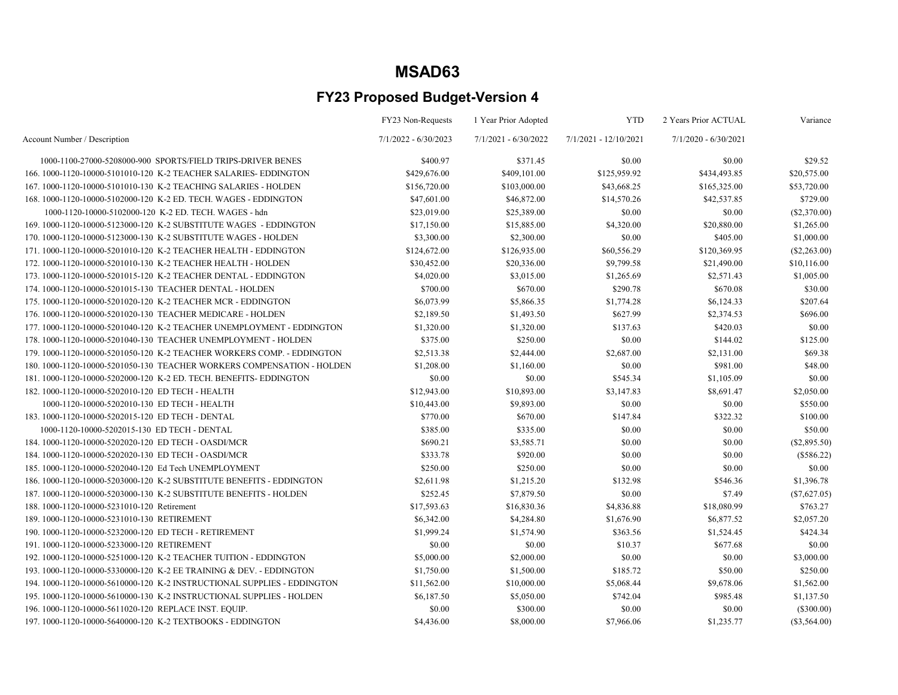# MSAD63

## FY23 Proposed Budget-Version 4

| Account Number / Description | FY23 Non-Requests 7/1/2022 - 6/30/2023 | 1 Year Prior Adopted 7/1/2021 - 6/30/2022 | YTD 7/1/2021 - 12/10/2021 | 2 Years Prior ACTUAL 7/1/2020 - 6/30/2021 | Variance |
|---|---|---|---|---|---|
| 1000-1100-27000-5208000-900 SPORTS/FIELD TRIPS-DRIVER BENES | $400.97 | $371.45 | $0.00 | $0.00 | $29.52 |
| 166. 1000-1120-10000-5101010-120 K-2 TEACHER SALARIES- EDDINGTON | $429,676.00 | $409,101.00 | $125,959.92 | $434,493.85 | $20,575.00 |
| 167. 1000-1120-10000-5101010-130 K-2 TEACHING SALARIES - HOLDEN | $156,720.00 | $103,000.00 | $43,668.25 | $165,325.00 | $53,720.00 |
| 168. 1000-1120-10000-5102000-120 K-2 ED. TECH. WAGES - EDDINGTON | $47,601.00 | $46,872.00 | $14,570.26 | $42,537.85 | $729.00 |
| 1000-1120-10000-5102000-120 K-2 ED. TECH. WAGES - hdn | $23,019.00 | $25,389.00 | $0.00 | $0.00 | ($2,370.00) |
| 169. 1000-1120-10000-5123000-120 K-2 SUBSTITUTE WAGES - EDDINGTON | $17,150.00 | $15,885.00 | $4,320.00 | $20,880.00 | $1,265.00 |
| 170. 1000-1120-10000-5123000-130 K-2 SUBSTITUTE WAGES - HOLDEN | $3,300.00 | $2,300.00 | $0.00 | $405.00 | $1,000.00 |
| 171. 1000-1120-10000-5201010-120 K-2 TEACHER HEALTH - EDDINGTON | $124,672.00 | $126,935.00 | $60,556.29 | $120,369.95 | ($2,263.00) |
| 172. 1000-1120-10000-5201010-130 K-2 TEACHER HEALTH - HOLDEN | $30,452.00 | $20,336.00 | $9,799.58 | $21,490.00 | $10,116.00 |
| 173. 1000-1120-10000-5201015-120 K-2 TEACHER DENTAL - EDDINGTON | $4,020.00 | $3,015.00 | $1,265.69 | $2,571.43 | $1,005.00 |
| 174. 1000-1120-10000-5201015-130 TEACHER DENTAL - HOLDEN | $700.00 | $670.00 | $290.78 | $670.08 | $30.00 |
| 175. 1000-1120-10000-5201020-120 K-2 TEACHER MCR - EDDINGTON | $6,073.99 | $5,866.35 | $1,774.28 | $6,124.33 | $207.64 |
| 176. 1000-1120-10000-5201020-130 TEACHER MEDICARE - HOLDEN | $2,189.50 | $1,493.50 | $627.99 | $2,374.53 | $696.00 |
| 177. 1000-1120-10000-5201040-120 K-2 TEACHER UNEMPLOYMENT - EDDINGTON | $1,320.00 | $1,320.00 | $137.63 | $420.03 | $0.00 |
| 178. 1000-1120-10000-5201040-130 TEACHER UNEMPLOYMENT - HOLDEN | $375.00 | $250.00 | $0.00 | $144.02 | $125.00 |
| 179. 1000-1120-10000-5201050-120 K-2 TEACHER WORKERS COMP. - EDDINGTON | $2,513.38 | $2,444.00 | $2,687.00 | $2,131.00 | $69.38 |
| 180. 1000-1120-10000-5201050-130 TEACHER WORKERS COMPENSATION - HOLDEN | $1,208.00 | $1,160.00 | $0.00 | $981.00 | $48.00 |
| 181. 1000-1120-10000-5202000-120 K-2 ED. TECH. BENEFITS- EDDINGTON | $0.00 | $0.00 | $545.34 | $1,105.09 | $0.00 |
| 182. 1000-1120-10000-5202010-120 ED TECH - HEALTH | $12,943.00 | $10,893.00 | $3,147.83 | $8,691.47 | $2,050.00 |
| 1000-1120-10000-5202010-130 ED TECH - HEALTH | $10,443.00 | $9,893.00 | $0.00 | $0.00 | $550.00 |
| 183. 1000-1120-10000-5202015-120 ED TECH - DENTAL | $770.00 | $670.00 | $147.84 | $322.32 | $100.00 |
| 1000-1120-10000-5202015-130 ED TECH - DENTAL | $385.00 | $335.00 | $0.00 | $0.00 | $50.00 |
| 184. 1000-1120-10000-5202020-120 ED TECH - OASDI/MCR | $690.21 | $3,585.71 | $0.00 | $0.00 | ($2,895.50) |
| 184. 1000-1120-10000-5202020-130 ED TECH - OASDI/MCR | $333.78 | $920.00 | $0.00 | $0.00 | ($586.22) |
| 185. 1000-1120-10000-5202040-120 Ed Tech UNEMPLOYMENT | $250.00 | $250.00 | $0.00 | $0.00 | $0.00 |
| 186. 1000-1120-10000-5203000-120 K-2 SUBSTITUTE BENEFITS - EDDINGTON | $2,611.98 | $1,215.20 | $132.98 | $546.36 | $1,396.78 |
| 187. 1000-1120-10000-5203000-130 K-2 SUBSTITUTE BENEFITS - HOLDEN | $252.45 | $7,879.50 | $0.00 | $7.49 | ($7,627.05) |
| 188. 1000-1120-10000-5231010-120 Retirement | $17,593.63 | $16,830.36 | $4,836.88 | $18,080.99 | $763.27 |
| 189. 1000-1120-10000-5231010-130 RETIREMENT | $6,342.00 | $4,284.80 | $1,676.90 | $6,877.52 | $2,057.20 |
| 190. 1000-1120-10000-5232000-120 ED TECH - RETIREMENT | $1,999.24 | $1,574.90 | $363.56 | $1,524.45 | $424.34 |
| 191. 1000-1120-10000-5233000-120 RETIREMENT | $0.00 | $0.00 | $10.37 | $677.68 | $0.00 |
| 192. 1000-1120-10000-5251000-120 K-2 TEACHER TUITION - EDDINGTON | $5,000.00 | $2,000.00 | $0.00 | $0.00 | $3,000.00 |
| 193. 1000-1120-10000-5330000-120 K-2 EE TRAINING & DEV. - EDDINGTON | $1,750.00 | $1,500.00 | $185.72 | $50.00 | $250.00 |
| 194. 1000-1120-10000-5610000-120 K-2 INSTRUCTIONAL SUPPLIES - EDDINGTON | $11,562.00 | $10,000.00 | $5,068.44 | $9,678.06 | $1,562.00 |
| 195. 1000-1120-10000-5610000-130 K-2 INSTRUCTIONAL SUPPLIES - HOLDEN | $6,187.50 | $5,050.00 | $742.04 | $985.48 | $1,137.50 |
| 196. 1000-1120-10000-5611020-120 REPLACE INST. EQUIP. | $0.00 | $300.00 | $0.00 | $0.00 | ($300.00) |
| 197. 1000-1120-10000-5640000-120 K-2 TEXTBOOKS - EDDINGTON | $4,436.00 | $8,000.00 | $7,966.06 | $1,235.77 | ($3,564.00) |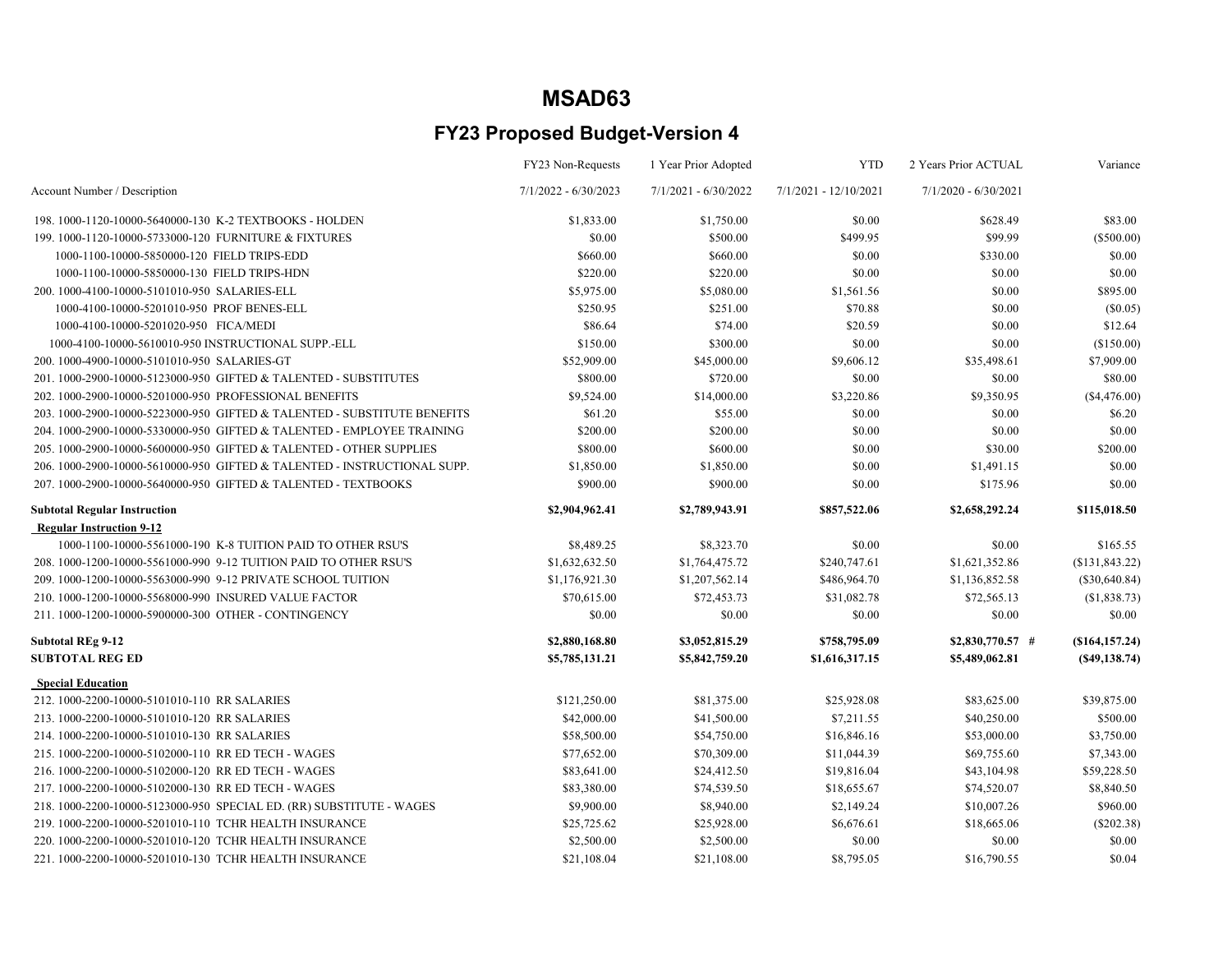# MSAD63

## FY23 Proposed Budget-Version 4

| Account Number / Description | FY23 Non-Requests<br>7/1/2022 - 6/30/2023 | 1 Year Prior Adopted<br>7/1/2021 - 6/30/2022 | YTD<br>7/1/2021 - 12/10/2021 | 2 Years Prior ACTUAL<br>7/1/2020 - 6/30/2021 | Variance |
|---|---|---|---|---|---|
| 198. 1000-1120-10000-5640000-130 K-2 TEXTBOOKS - HOLDEN | $1,833.00 | $1,750.00 | $0.00 | $628.49 | $83.00 |
| 199. 1000-1120-10000-5733000-120 FURNITURE & FIXTURES | $0.00 | $500.00 | $499.95 | $99.99 | ($500.00) |
| 1000-1100-10000-5850000-120 FIELD TRIPS-EDD | $660.00 | $660.00 | $0.00 | $330.00 | $0.00 |
| 1000-1100-10000-5850000-130 FIELD TRIPS-HDN | $220.00 | $220.00 | $0.00 | $0.00 | $0.00 |
| 200. 1000-4100-10000-5101010-950 SALARIES-ELL | $5,975.00 | $5,080.00 | $1,561.56 | $0.00 | $895.00 |
| 1000-4100-10000-5201010-950 PROF BENES-ELL | $250.95 | $251.00 | $70.88 | $0.00 | ($0.05) |
| 1000-4100-10000-5201020-950 FICA/MEDI | $86.64 | $74.00 | $20.59 | $0.00 | $12.64 |
| 1000-4100-10000-5610010-950 INSTRUCTIONAL SUPP.-ELL | $150.00 | $300.00 | $0.00 | $0.00 | ($150.00) |
| 200. 1000-4900-10000-5101010-950 SALARIES-GT | $52,909.00 | $45,000.00 | $9,606.12 | $35,498.61 | $7,909.00 |
| 201. 1000-2900-10000-5123000-950 GIFTED & TALENTED - SUBSTITUTES | $800.00 | $720.00 | $0.00 | $0.00 | $80.00 |
| 202. 1000-2900-10000-5201000-950 PROFESSIONAL BENEFITS | $9,524.00 | $14,000.00 | $3,220.86 | $9,350.95 | ($4,476.00) |
| 203. 1000-2900-10000-5223000-950 GIFTED & TALENTED - SUBSTITUTE BENEFITS | $61.20 | $55.00 | $0.00 | $0.00 | $6.20 |
| 204. 1000-2900-10000-5330000-950 GIFTED & TALENTED - EMPLOYEE TRAINING | $200.00 | $200.00 | $0.00 | $0.00 | $0.00 |
| 205. 1000-2900-10000-5600000-950 GIFTED & TALENTED - OTHER SUPPLIES | $800.00 | $600.00 | $0.00 | $30.00 | $200.00 |
| 206. 1000-2900-10000-5610000-950 GIFTED & TALENTED - INSTRUCTIONAL SUPP. | $1,850.00 | $1,850.00 | $0.00 | $1,491.15 | $0.00 |
| 207. 1000-2900-10000-5640000-950 GIFTED & TALENTED - TEXTBOOKS | $900.00 | $900.00 | $0.00 | $175.96 | $0.00 |
| **Subtotal Regular Instruction** | **$2,904,962.41** | **$2,789,943.91** | **$857,522.06** | **$2,658,292.24** | **$115,018.50** |
| **Regular Instruction 9-12** | | | | | |
| 1000-1100-10000-5561000-190 K-8 TUITION PAID TO OTHER RSU'S | $8,489.25 | $8,323.70 | $0.00 | $0.00 | $165.55 |
| 208. 1000-1200-10000-5561000-990 9-12 TUITION PAID TO OTHER RSU'S | $1,632,632.50 | $1,764,475.72 | $240,747.61 | $1,621,352.86 | ($131,843.22) |
| 209. 1000-1200-10000-5563000-990 9-12 PRIVATE SCHOOL TUITION | $1,176,921.30 | $1,207,562.14 | $486,964.70 | $1,136,852.58 | ($30,640.84) |
| 210. 1000-1200-10000-5568000-990 INSURED VALUE FACTOR | $70,615.00 | $72,453.73 | $31,082.78 | $72,565.13 | ($1,838.73) |
| 211. 1000-1200-10000-5900000-300 OTHER - CONTINGENCY | $0.00 | $0.00 | $0.00 | $0.00 | $0.00 |
| **Subtotal REg 9-12** | **$2,880,168.80** | **$3,052,815.29** | **$758,795.09** | **$2,830,770.57** # | **($164,157.24)** |
| **SUBTOTAL REG ED** | **$5,785,131.21** | **$5,842,759.20** | **$1,616,317.15** | **$5,489,062.81** | **($49,138.74)** |
| **Special Education** | | | | | |
| 212. 1000-2200-10000-5101010-110 RR SALARIES | $121,250.00 | $81,375.00 | $25,928.08 | $83,625.00 | $39,875.00 |
| 213. 1000-2200-10000-5101010-120 RR SALARIES | $42,000.00 | $41,500.00 | $7,211.55 | $40,250.00 | $500.00 |
| 214. 1000-2200-10000-5101010-130 RR SALARIES | $58,500.00 | $54,750.00 | $16,846.16 | $53,000.00 | $3,750.00 |
| 215. 1000-2200-10000-5102000-110 RR ED TECH - WAGES | $77,652.00 | $70,309.00 | $11,044.39 | $69,755.60 | $7,343.00 |
| 216. 1000-2200-10000-5102000-120 RR ED TECH - WAGES | $83,641.00 | $24,412.50 | $19,816.04 | $43,104.98 | $59,228.50 |
| 217. 1000-2200-10000-5102000-130 RR ED TECH - WAGES | $83,380.00 | $74,539.50 | $18,655.67 | $74,520.07 | $8,840.50 |
| 218. 1000-2200-10000-5123000-950 SPECIAL ED. (RR) SUBSTITUTE - WAGES | $9,900.00 | $8,940.00 | $2,149.24 | $10,007.26 | $960.00 |
| 219. 1000-2200-10000-5201010-110 TCHR HEALTH INSURANCE | $25,725.62 | $25,928.00 | $6,676.61 | $18,665.06 | ($202.38) |
| 220. 1000-2200-10000-5201010-120 TCHR HEALTH INSURANCE | $2,500.00 | $2,500.00 | $0.00 | $0.00 | $0.00 |
| 221. 1000-2200-10000-5201010-130 TCHR HEALTH INSURANCE | $21,108.04 | $21,108.00 | $8,795.05 | $16,790.55 | $0.04 |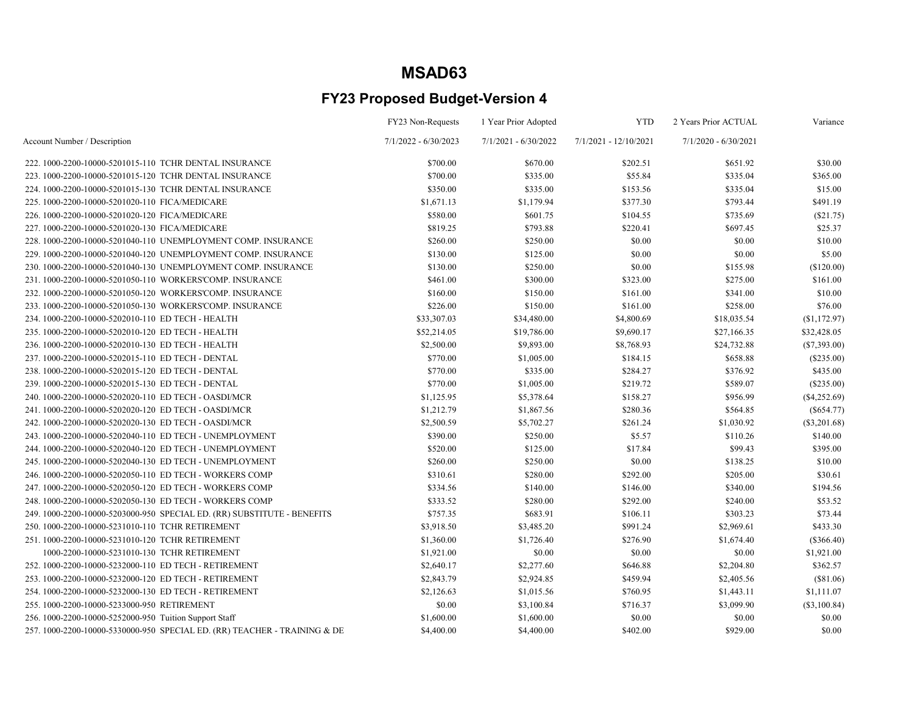# MSAD63

## FY23 Proposed Budget-Version 4

| Account Number / Description | FY23 Non-Requests<br>7/1/2022 - 6/30/2023 | 1 Year Prior Adopted<br>7/1/2021 - 6/30/2022 | YTD<br>7/1/2021 - 12/10/2021 | 2 Years Prior ACTUAL<br>7/1/2020 - 6/30/2021 | Variance |
|---|---|---|---|---|---|
| 222. 1000-2200-10000-5201015-110 TCHR DENTAL INSURANCE | $700.00 | $670.00 | $202.51 | $651.92 | $30.00 |
| 223. 1000-2200-10000-5201015-120 TCHR DENTAL INSURANCE | $700.00 | $335.00 | $55.84 | $335.04 | $365.00 |
| 224. 1000-2200-10000-5201015-130 TCHR DENTAL INSURANCE | $350.00 | $335.00 | $153.56 | $335.04 | $15.00 |
| 225. 1000-2200-10000-5201020-110 FICA/MEDICARE | $1,671.13 | $1,179.94 | $377.30 | $793.44 | $491.19 |
| 226. 1000-2200-10000-5201020-120 FICA/MEDICARE | $580.00 | $601.75 | $104.55 | $735.69 | ($21.75) |
| 227. 1000-2200-10000-5201020-130 FICA/MEDICARE | $819.25 | $793.88 | $220.41 | $697.45 | $25.37 |
| 228. 1000-2200-10000-5201040-110 UNEMPLOYMENT COMP. INSURANCE | $260.00 | $250.00 | $0.00 | $0.00 | $10.00 |
| 229. 1000-2200-10000-5201040-120 UNEMPLOYMENT COMP. INSURANCE | $130.00 | $125.00 | $0.00 | $0.00 | $5.00 |
| 230. 1000-2200-10000-5201040-130 UNEMPLOYMENT COMP. INSURANCE | $130.00 | $250.00 | $0.00 | $155.98 | ($120.00) |
| 231. 1000-2200-10000-5201050-110 WORKERS'COMP. INSURANCE | $461.00 | $300.00 | $323.00 | $275.00 | $161.00 |
| 232. 1000-2200-10000-5201050-120 WORKERS'COMP. INSURANCE | $160.00 | $150.00 | $161.00 | $341.00 | $10.00 |
| 233. 1000-2200-10000-5201050-130 WORKERS'COMP. INSURANCE | $226.00 | $150.00 | $161.00 | $258.00 | $76.00 |
| 234. 1000-2200-10000-5202010-110 ED TECH - HEALTH | $33,307.03 | $34,480.00 | $4,800.69 | $18,035.54 | ($1,172.97) |
| 235. 1000-2200-10000-5202010-120 ED TECH - HEALTH | $52,214.05 | $19,786.00 | $9,690.17 | $27,166.35 | $32,428.05 |
| 236. 1000-2200-10000-5202010-130 ED TECH - HEALTH | $2,500.00 | $9,893.00 | $8,768.93 | $24,732.88 | ($7,393.00) |
| 237. 1000-2200-10000-5202015-110 ED TECH - DENTAL | $770.00 | $1,005.00 | $184.15 | $658.88 | ($235.00) |
| 238. 1000-2200-10000-5202015-120 ED TECH - DENTAL | $770.00 | $335.00 | $284.27 | $376.92 | $435.00 |
| 239. 1000-2200-10000-5202015-130 ED TECH - DENTAL | $770.00 | $1,005.00 | $219.72 | $589.07 | ($235.00) |
| 240. 1000-2200-10000-5202020-110 ED TECH - OASDI/MCR | $1,125.95 | $5,378.64 | $158.27 | $956.99 | ($4,252.69) |
| 241. 1000-2200-10000-5202020-120 ED TECH - OASDI/MCR | $1,212.79 | $1,867.56 | $280.36 | $564.85 | ($654.77) |
| 242. 1000-2200-10000-5202020-130 ED TECH - OASDI/MCR | $2,500.59 | $5,702.27 | $261.24 | $1,030.92 | ($3,201.68) |
| 243. 1000-2200-10000-5202040-110 ED TECH - UNEMPLOYMENT | $390.00 | $250.00 | $5.57 | $110.26 | $140.00 |
| 244. 1000-2200-10000-5202040-120 ED TECH - UNEMPLOYMENT | $520.00 | $125.00 | $17.84 | $99.43 | $395.00 |
| 245. 1000-2200-10000-5202040-130 ED TECH - UNEMPLOYMENT | $260.00 | $250.00 | $0.00 | $138.25 | $10.00 |
| 246. 1000-2200-10000-5202050-110 ED TECH - WORKERS COMP | $310.61 | $280.00 | $292.00 | $205.00 | $30.61 |
| 247. 1000-2200-10000-5202050-120 ED TECH - WORKERS COMP | $334.56 | $140.00 | $146.00 | $340.00 | $194.56 |
| 248. 1000-2200-10000-5202050-130 ED TECH - WORKERS COMP | $333.52 | $280.00 | $292.00 | $240.00 | $53.52 |
| 249. 1000-2200-10000-5203000-950 SPECIAL ED. (RR) SUBSTITUTE - BENEFITS | $757.35 | $683.91 | $106.11 | $303.23 | $73.44 |
| 250. 1000-2200-10000-5231010-110 TCHR RETIREMENT | $3,918.50 | $3,485.20 | $991.24 | $2,969.61 | $433.30 |
| 251. 1000-2200-10000-5231010-120 TCHR RETIREMENT | $1,360.00 | $1,726.40 | $276.90 | $1,674.40 | ($366.40) |
| 1000-2200-10000-5231010-130 TCHR RETIREMENT | $1,921.00 | $0.00 | $0.00 | $0.00 | $1,921.00 |
| 252. 1000-2200-10000-5232000-110 ED TECH - RETIREMENT | $2,640.17 | $2,277.60 | $646.88 | $2,204.80 | $362.57 |
| 253. 1000-2200-10000-5232000-120 ED TECH - RETIREMENT | $2,843.79 | $2,924.85 | $459.94 | $2,405.56 | ($81.06) |
| 254. 1000-2200-10000-5232000-130 ED TECH - RETIREMENT | $2,126.63 | $1,015.56 | $760.95 | $1,443.11 | $1,111.07 |
| 255. 1000-2200-10000-5233000-950 RETIREMENT | $0.00 | $3,100.84 | $716.37 | $3,099.90 | ($3,100.84) |
| 256. 1000-2200-10000-5252000-950 Tuition Support Staff | $1,600.00 | $1,600.00 | $0.00 | $0.00 | $0.00 |
| 257. 1000-2200-10000-5330000-950 SPECIAL ED. (RR) TEACHER - TRAINING & DE | $4,400.00 | $4,400.00 | $402.00 | $929.00 | $0.00 |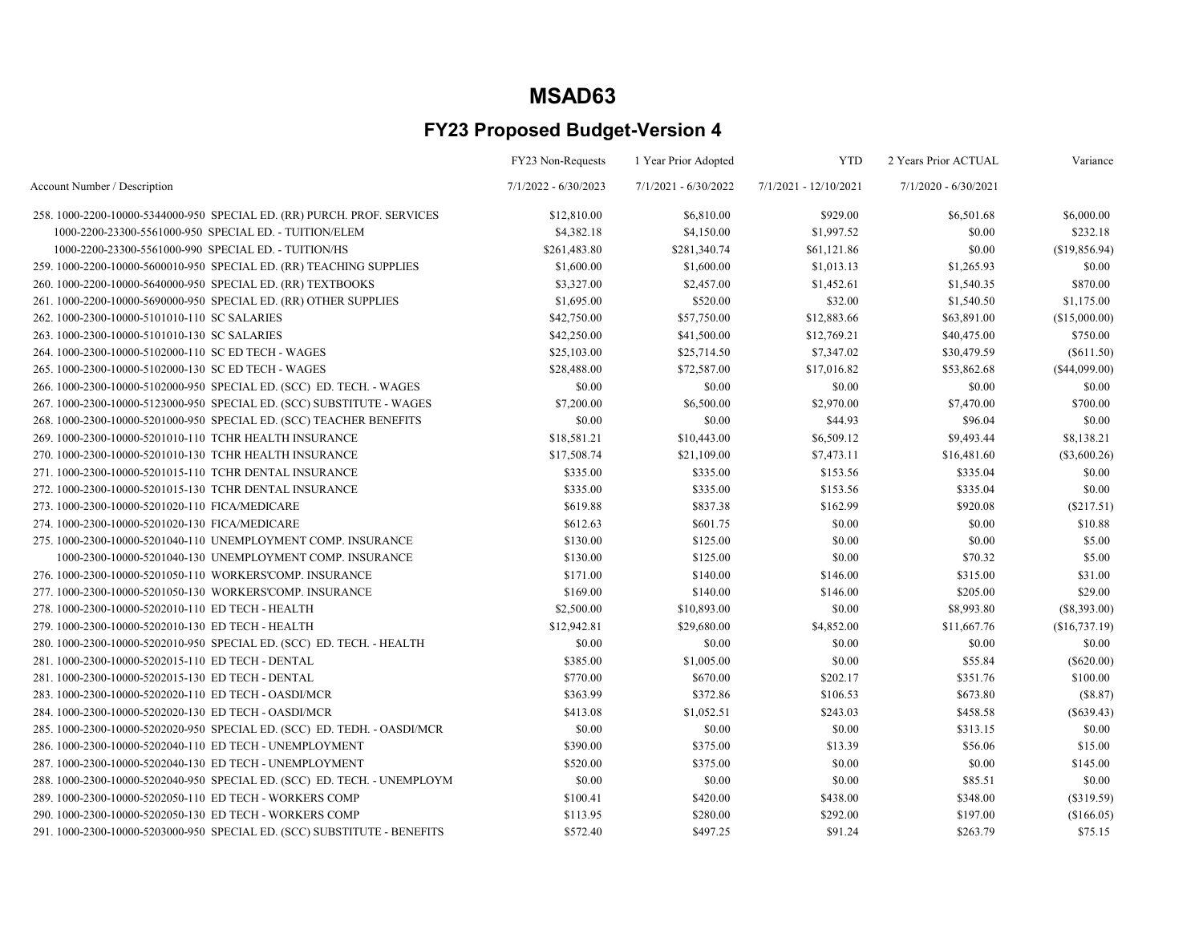# MSAD63

## FY23 Proposed Budget-Version 4

| Account Number / Description | FY23 Non-Requests 7/1/2022 - 6/30/2023 | 1 Year Prior Adopted 7/1/2021 - 6/30/2022 | YTD 7/1/2021 - 12/10/2021 | 2 Years Prior ACTUAL 7/1/2020 - 6/30/2021 | Variance |
|---|---|---|---|---|---|
| 258. 1000-2200-10000-5344000-950 SPECIAL ED. (RR) PURCH. PROF. SERVICES | $12,810.00 | $6,810.00 | $929.00 | $6,501.68 | $6,000.00 |
| 1000-2200-23300-5561000-950 SPECIAL ED. - TUITION/ELEM | $4,382.18 | $4,150.00 | $1,997.52 | $0.00 | $232.18 |
| 1000-2200-23300-5561000-990 SPECIAL ED. - TUITION/HS | $261,483.80 | $281,340.74 | $61,121.86 | $0.00 | ($19,856.94) |
| 259. 1000-2200-10000-5600010-950 SPECIAL ED. (RR) TEACHING SUPPLIES | $1,600.00 | $1,600.00 | $1,013.13 | $1,265.93 | $0.00 |
| 260. 1000-2200-10000-5640000-950 SPECIAL ED. (RR) TEXTBOOKS | $3,327.00 | $2,457.00 | $1,452.61 | $1,540.35 | $870.00 |
| 261. 1000-2200-10000-5690000-950 SPECIAL ED. (RR) OTHER SUPPLIES | $1,695.00 | $520.00 | $32.00 | $1,540.50 | $1,175.00 |
| 262. 1000-2300-10000-5101010-110 SC SALARIES | $42,750.00 | $57,750.00 | $12,883.66 | $63,891.00 | ($15,000.00) |
| 263. 1000-2300-10000-5101010-130 SC SALARIES | $42,250.00 | $41,500.00 | $12,769.21 | $40,475.00 | $750.00 |
| 264. 1000-2300-10000-5102000-110 SC ED TECH - WAGES | $25,103.00 | $25,714.50 | $7,347.02 | $30,479.59 | ($611.50) |
| 265. 1000-2300-10000-5102000-130 SC ED TECH - WAGES | $28,488.00 | $72,587.00 | $17,016.82 | $53,862.68 | ($44,099.00) |
| 266. 1000-2300-10000-5102000-950 SPECIAL ED. (SCC) ED. TECH. - WAGES | $0.00 | $0.00 | $0.00 | $0.00 | $0.00 |
| 267. 1000-2300-10000-5123000-950 SPECIAL ED. (SCC) SUBSTITUTE - WAGES | $7,200.00 | $6,500.00 | $2,970.00 | $7,470.00 | $700.00 |
| 268. 1000-2300-10000-5201000-950 SPECIAL ED. (SCC) TEACHER BENEFITS | $0.00 | $0.00 | $44.93 | $96.04 | $0.00 |
| 269. 1000-2300-10000-5201010-110 TCHR HEALTH INSURANCE | $18,581.21 | $10,443.00 | $6,509.12 | $9,493.44 | $8,138.21 |
| 270. 1000-2300-10000-5201010-130 TCHR HEALTH INSURANCE | $17,508.74 | $21,109.00 | $7,473.11 | $16,481.60 | ($3,600.26) |
| 271. 1000-2300-10000-5201015-110 TCHR DENTAL INSURANCE | $335.00 | $335.00 | $153.56 | $335.04 | $0.00 |
| 272. 1000-2300-10000-5201015-130 TCHR DENTAL INSURANCE | $335.00 | $335.00 | $153.56 | $335.04 | $0.00 |
| 273. 1000-2300-10000-5201020-110 FICA/MEDICARE | $619.88 | $837.38 | $162.99 | $920.08 | ($217.51) |
| 274. 1000-2300-10000-5201020-130 FICA/MEDICARE | $612.63 | $601.75 | $0.00 | $0.00 | $10.88 |
| 275. 1000-2300-10000-5201040-110 UNEMPLOYMENT COMP. INSURANCE | $130.00 | $125.00 | $0.00 | $0.00 | $5.00 |
| 1000-2300-10000-5201040-130 UNEMPLOYMENT COMP. INSURANCE | $130.00 | $125.00 | $0.00 | $70.32 | $5.00 |
| 276. 1000-2300-10000-5201050-110 WORKERSCOMP. INSURANCE | $171.00 | $140.00 | $146.00 | $315.00 | $31.00 |
| 277. 1000-2300-10000-5201050-130 WORKERSCOMP. INSURANCE | $169.00 | $140.00 | $146.00 | $205.00 | $29.00 |
| 278. 1000-2300-10000-5202010-110 ED TECH - HEALTH | $2,500.00 | $10,893.00 | $0.00 | $8,993.80 | ($8,393.00) |
| 279. 1000-2300-10000-5202010-130 ED TECH - HEALTH | $12,942.81 | $29,680.00 | $4,852.00 | $11,667.76 | ($16,737.19) |
| 280. 1000-2300-10000-5202010-950 SPECIAL ED. (SCC) ED. TECH. - HEALTH | $0.00 | $0.00 | $0.00 | $0.00 | $0.00 |
| 281. 1000-2300-10000-5202015-110 ED TECH - DENTAL | $385.00 | $1,005.00 | $0.00 | $55.84 | ($620.00) |
| 281. 1000-2300-10000-5202015-130 ED TECH - DENTAL | $770.00 | $670.00 | $202.17 | $351.76 | $100.00 |
| 283. 1000-2300-10000-5202020-110 ED TECH - OASDI/MCR | $363.99 | $372.86 | $106.53 | $673.80 | ($8.87) |
| 284. 1000-2300-10000-5202020-130 ED TECH - OASDI/MCR | $413.08 | $1,052.51 | $243.03 | $458.58 | ($639.43) |
| 285. 1000-2300-10000-5202020-950 SPECIAL ED. (SCC) ED. TEDH. - OASDI/MCR | $0.00 | $0.00 | $0.00 | $313.15 | $0.00 |
| 286. 1000-2300-10000-5202040-110 ED TECH - UNEMPLOYMENT | $390.00 | $375.00 | $13.39 | $56.06 | $15.00 |
| 287. 1000-2300-10000-5202040-130 ED TECH - UNEMPLOYMENT | $520.00 | $375.00 | $0.00 | $0.00 | $145.00 |
| 288. 1000-2300-10000-5202040-950 SPECIAL ED. (SCC) ED. TECH. - UNEMPLOYM | $0.00 | $0.00 | $0.00 | $85.51 | $0.00 |
| 289. 1000-2300-10000-5202050-110 ED TECH - WORKERS COMP | $100.41 | $420.00 | $438.00 | $348.00 | ($319.59) |
| 290. 1000-2300-10000-5202050-130 ED TECH - WORKERS COMP | $113.95 | $280.00 | $292.00 | $197.00 | ($166.05) |
| 291. 1000-2300-10000-5203000-950 SPECIAL ED. (SCC) SUBSTITUTE - BENEFITS | $572.40 | $497.25 | $91.24 | $263.79 | $75.15 |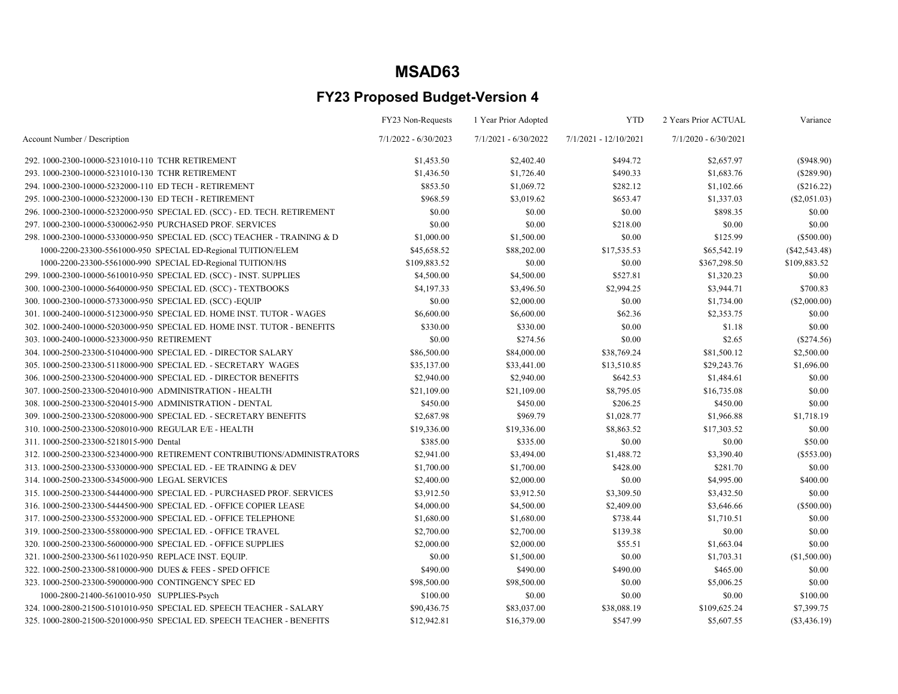# MSAD63

## FY23 Proposed Budget-Version 4

| Account Number / Description | FY23 Non-Requests 7/1/2022 - 6/30/2023 | 1 Year Prior Adopted 7/1/2021 - 6/30/2022 | YTD 7/1/2021 - 12/10/2021 | 2 Years Prior ACTUAL 7/1/2020 - 6/30/2021 | Variance |
|---|---|---|---|---|---|
| 292. 1000-2300-10000-5231010-110 TCHR RETIREMENT | $1,453.50 | $2,402.40 | $494.72 | $2,657.97 | ($948.90) |
| 293. 1000-2300-10000-5231010-130 TCHR RETIREMENT | $1,436.50 | $1,726.40 | $490.33 | $1,683.76 | ($289.90) |
| 294. 1000-2300-10000-5232000-110 ED TECH - RETIREMENT | $853.50 | $1,069.72 | $282.12 | $1,102.66 | ($216.22) |
| 295. 1000-2300-10000-5232000-130 ED TECH - RETIREMENT | $968.59 | $3,019.62 | $653.47 | $1,337.03 | ($2,051.03) |
| 296. 1000-2300-10000-5232000-950 SPECIAL ED. (SCC) - ED. TECH. RETIREMENT | $0.00 | $0.00 | $0.00 | $898.35 | $0.00 |
| 297. 1000-2300-10000-5300062-950 PURCHASED PROF. SERVICES | $0.00 | $0.00 | $218.00 | $0.00 | $0.00 |
| 298. 1000-2300-10000-5330000-950 SPECIAL ED. (SCC) TEACHER - TRAINING & D | $1,000.00 | $1,500.00 | $0.00 | $125.99 | ($500.00) |
| 1000-2200-23300-5561000-950 SPECIAL ED-Regional TUITION/ELEM | $45,658.52 | $88,202.00 | $17,535.53 | $65,542.19 | ($42,543.48) |
| 1000-2200-23300-5561000-990 SPECIAL ED-Regional TUITION/HS | $109,883.52 | $0.00 | $0.00 | $367,298.50 | $109,883.52 |
| 299. 1000-2300-10000-5610010-950 SPECIAL ED. (SCC) - INST. SUPPLIES | $4,500.00 | $4,500.00 | $527.81 | $1,320.23 | $0.00 |
| 300. 1000-2300-10000-5640000-950 SPECIAL ED. (SCC) - TEXTBOOKS | $4,197.33 | $3,496.50 | $2,994.25 | $3,944.71 | $700.83 |
| 300. 1000-2300-10000-5733000-950 SPECIAL ED. (SCC) -EQUIP | $0.00 | $2,000.00 | $0.00 | $1,734.00 | ($2,000.00) |
| 301. 1000-2400-10000-5123000-950 SPECIAL ED. HOME INST. TUTOR - WAGES | $6,600.00 | $6,600.00 | $62.36 | $2,353.75 | $0.00 |
| 302. 1000-2400-10000-5203000-950 SPECIAL ED. HOME INST. TUTOR - BENEFITS | $330.00 | $330.00 | $0.00 | $1.18 | $0.00 |
| 303. 1000-2400-10000-5233000-950 RETIREMENT | $0.00 | $274.56 | $0.00 | $2.65 | ($274.56) |
| 304. 1000-2500-23300-5104000-900 SPECIAL ED. - DIRECTOR SALARY | $86,500.00 | $84,000.00 | $38,769.24 | $81,500.12 | $2,500.00 |
| 305. 1000-2500-23300-5118000-900 SPECIAL ED. - SECRETARY WAGES | $35,137.00 | $33,441.00 | $13,510.85 | $29,243.76 | $1,696.00 |
| 306. 1000-2500-23300-5204000-900 SPECIAL ED. - DIRECTOR BENEFITS | $2,940.00 | $2,940.00 | $642.53 | $1,484.61 | $0.00 |
| 307. 1000-2500-23300-5204010-900 ADMINISTRATION - HEALTH | $21,109.00 | $21,109.00 | $8,795.05 | $16,735.08 | $0.00 |
| 308. 1000-2500-23300-5204015-900 ADMINISTRATION - DENTAL | $450.00 | $450.00 | $206.25 | $450.00 | $0.00 |
| 309. 1000-2500-23300-5208000-900 SPECIAL ED. - SECRETARY BENEFITS | $2,687.98 | $969.79 | $1,028.77 | $1,966.88 | $1,718.19 |
| 310. 1000-2500-23300-5208010-900 REGULAR E/E - HEALTH | $19,336.00 | $19,336.00 | $8,863.52 | $17,303.52 | $0.00 |
| 311. 1000-2500-23300-5218015-900 Dental | $385.00 | $335.00 | $0.00 | $0.00 | $50.00 |
| 312. 1000-2500-23300-5234000-900 RETIREMENT CONTRIBUTIONS/ADMINISTRATORS | $2,941.00 | $3,494.00 | $1,488.72 | $3,390.40 | ($553.00) |
| 313. 1000-2500-23300-5330000-900 SPECIAL ED. - EE TRAINING & DEV | $1,700.00 | $1,700.00 | $428.00 | $281.70 | $0.00 |
| 314. 1000-2500-23300-5345000-900 LEGAL SERVICES | $2,400.00 | $2,000.00 | $0.00 | $4,995.00 | $400.00 |
| 315. 1000-2500-23300-5444000-900 SPECIAL ED. - PURCHASED PROF. SERVICES | $3,912.50 | $3,912.50 | $3,309.50 | $3,432.50 | $0.00 |
| 316. 1000-2500-23300-5444500-900 SPECIAL ED. - OFFICE COPIER LEASE | $4,000.00 | $4,500.00 | $2,409.00 | $3,646.66 | ($500.00) |
| 317. 1000-2500-23300-5532000-900 SPECIAL ED. - OFFICE TELEPHONE | $1,680.00 | $1,680.00 | $738.44 | $1,710.51 | $0.00 |
| 319. 1000-2500-23300-5580000-900 SPECIAL ED. - OFFICE TRAVEL | $2,700.00 | $2,700.00 | $139.38 | $0.00 | $0.00 |
| 320. 1000-2500-23300-5600000-900 SPECIAL ED. - OFFICE SUPPLIES | $2,000.00 | $2,000.00 | $55.51 | $1,663.04 | $0.00 |
| 321. 1000-2500-23300-5611020-950 REPLACE INST. EQUIP. | $0.00 | $1,500.00 | $0.00 | $1,703.31 | ($1,500.00) |
| 322. 1000-2500-23300-5810000-900 DUES & FEES - SPED OFFICE | $490.00 | $490.00 | $490.00 | $465.00 | $0.00 |
| 323. 1000-2500-23300-5900000-900 CONTINGENCY SPEC ED | $98,500.00 | $98,500.00 | $0.00 | $5,006.25 | $0.00 |
| 1000-2800-21400-5610010-950 SUPPLIES-Psych | $100.00 | $0.00 | $0.00 | $0.00 | $100.00 |
| 324. 1000-2800-21500-5101010-950 SPECIAL ED. SPEECH TEACHER - SALARY | $90,436.75 | $83,037.00 | $38,088.19 | $109,625.24 | $7,399.75 |
| 325. 1000-2800-21500-5201000-950 SPECIAL ED. SPEECH TEACHER - BENEFITS | $12,942.81 | $16,379.00 | $547.99 | $5,607.55 | ($3,436.19) |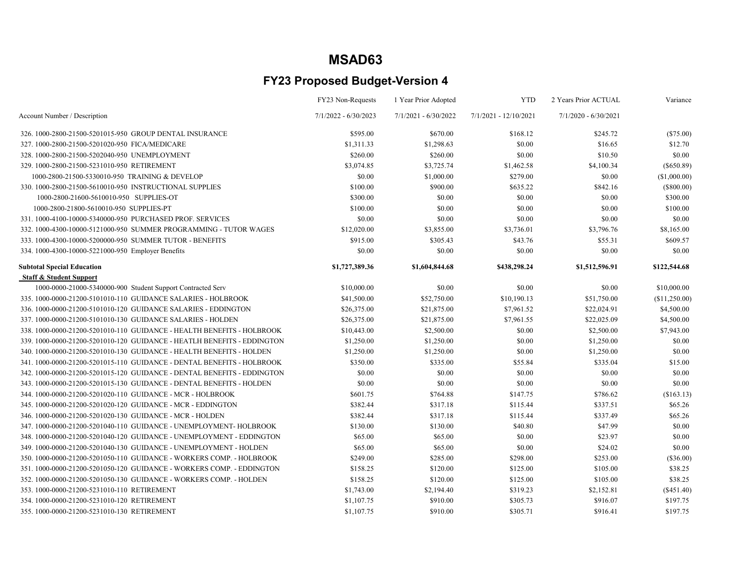# MSAD63

## FY23 Proposed Budget-Version 4

| Account Number / Description | FY23 Non-Requests 7/1/2022 - 6/30/2023 | 1 Year Prior Adopted 7/1/2021 - 6/30/2022 | YTD 7/1/2021 - 12/10/2021 | 2 Years Prior ACTUAL 7/1/2020 - 6/30/2021 | Variance |
|---|---|---|---|---|---|
| 326. 1000-2800-21500-5201015-950 GROUP DENTAL INSURANCE | $595.00 | $670.00 | $168.12 | $245.72 | ($75.00) |
| 327. 1000-2800-21500-5201020-950 FICA/MEDICARE | $1,311.33 | $1,298.63 | $0.00 | $16.65 | $12.70 |
| 328. 1000-2800-21500-5202040-950 UNEMPLOYMENT | $260.00 | $260.00 | $0.00 | $10.50 | $0.00 |
| 329. 1000-2800-21500-5231010-950 RETIREMENT | $3,074.85 | $3,725.74 | $1,462.58 | $4,100.34 | ($650.89) |
| 1000-2800-21500-5330010-950 TRAINING & DEVELOP | $0.00 | $1,000.00 | $279.00 | $0.00 | ($1,000.00) |
| 330. 1000-2800-21500-5610010-950 INSTRUCTIONAL SUPPLIES | $100.00 | $900.00 | $635.22 | $842.16 | ($800.00) |
| 1000-2800-21600-5610010-950 SUPPLIES-OT | $300.00 | $0.00 | $0.00 | $0.00 | $300.00 |
| 1000-2800-21800-5610010-950 SUPPLIES-PT | $100.00 | $0.00 | $0.00 | $0.00 | $100.00 |
| 331. 1000-4100-10000-5340000-950 PURCHASED PROF. SERVICES | $0.00 | $0.00 | $0.00 | $0.00 | $0.00 |
| 332. 1000-4300-10000-5121000-950 SUMMER PROGRAMMING - TUTOR WAGES | $12,020.00 | $3,855.00 | $3,736.01 | $3,796.76 | $8,165.00 |
| 333. 1000-4300-10000-5200000-950 SUMMER TUTOR - BENEFITS | $915.00 | $305.43 | $43.76 | $55.31 | $609.57 |
| 334. 1000-4300-10000-5221000-950 Employer Benefits | $0.00 | $0.00 | $0.00 | $0.00 | $0.00 |
| **Subtotal Special Education** | **$1,727,389.36** | **$1,604,844.68** | **$438,298.24** | **$1,512,596.91** | **$122,544.68** |
| **Staff & Student Support** | | | | | |
| 1000-0000-21000-5340000-900 Student Support Contracted Serv | $10,000.00 | $0.00 | $0.00 | $0.00 | $10,000.00 |
| 335. 1000-0000-21200-5101010-110 GUIDANCE SALARIES - HOLBROOK | $41,500.00 | $52,750.00 | $10,190.13 | $51,750.00 | ($11,250.00) |
| 336. 1000-0000-21200-5101010-120 GUIDANCE SALARIES - EDDINGTON | $26,375.00 | $21,875.00 | $7,961.52 | $22,024.91 | $4,500.00 |
| 337. 1000-0000-21200-5101010-130 GUIDANCE SALARIES - HOLDEN | $26,375.00 | $21,875.00 | $7,961.55 | $22,025.09 | $4,500.00 |
| 338. 1000-0000-21200-5201010-110 GUIDANCE - HEALTH BENEFITS - HOLBROOK | $10,443.00 | $2,500.00 | $0.00 | $2,500.00 | $7,943.00 |
| 339. 1000-0000-21200-5201010-120 GUIDANCE - HEATLH BENEFITS - EDDINGTON | $1,250.00 | $1,250.00 | $0.00 | $1,250.00 | $0.00 |
| 340. 1000-0000-21200-5201010-130 GUIDANCE - HEALTH BENEFITS - HOLDEN | $1,250.00 | $1,250.00 | $0.00 | $1,250.00 | $0.00 |
| 341. 1000-0000-21200-5201015-110 GUIDANCE - DENTAL BENEFITS - HOLBROOK | $350.00 | $335.00 | $55.84 | $335.04 | $15.00 |
| 342. 1000-0000-21200-5201015-120 GUIDANCE - DENTAL BENEFITS - EDDINGTON | $0.00 | $0.00 | $0.00 | $0.00 | $0.00 |
| 343. 1000-0000-21200-5201015-130 GUIDANCE - DENTAL BENEFITS - HOLDEN | $0.00 | $0.00 | $0.00 | $0.00 | $0.00 |
| 344. 1000-0000-21200-5201020-110 GUIDANCE - MCR - HOLBROOK | $601.75 | $764.88 | $147.75 | $786.62 | ($163.13) |
| 345. 1000-0000-21200-5201020-120 GUIDANCE - MCR - EDDINGTON | $382.44 | $317.18 | $115.44 | $337.51 | $65.26 |
| 346. 1000-0000-21200-5201020-130 GUIDANCE - MCR - HOLDEN | $382.44 | $317.18 | $115.44 | $337.49 | $65.26 |
| 347. 1000-0000-21200-5201040-110 GUIDANCE - UNEMPLOYMENT- HOLBROOK | $130.00 | $130.00 | $40.80 | $47.99 | $0.00 |
| 348. 1000-0000-21200-5201040-120 GUIDANCE - UNEMPLOYMENT - EDDINGTON | $65.00 | $65.00 | $0.00 | $23.97 | $0.00 |
| 349. 1000-0000-21200-5201040-130 GUIDANCE - UNEMPLOYMENT - HOLDEN | $65.00 | $65.00 | $0.00 | $24.02 | $0.00 |
| 350. 1000-0000-21200-5201050-110 GUIDANCE - WORKERS COMP. - HOLBROOK | $249.00 | $285.00 | $298.00 | $253.00 | ($36.00) |
| 351. 1000-0000-21200-5201050-120 GUIDANCE - WORKERS COMP. - EDDINGTON | $158.25 | $120.00 | $125.00 | $105.00 | $38.25 |
| 352. 1000-0000-21200-5201050-130 GUIDANCE - WORKERS COMP. - HOLDEN | $158.25 | $120.00 | $125.00 | $105.00 | $38.25 |
| 353. 1000-0000-21200-5231010-110 RETIREMENT | $1,743.00 | $2,194.40 | $319.23 | $2,152.81 | ($451.40) |
| 354. 1000-0000-21200-5231010-120 RETIREMENT | $1,107.75 | $910.00 | $305.73 | $916.07 | $197.75 |
| 355. 1000-0000-21200-5231010-130 RETIREMENT | $1,107.75 | $910.00 | $305.71 | $916.41 | $197.75 |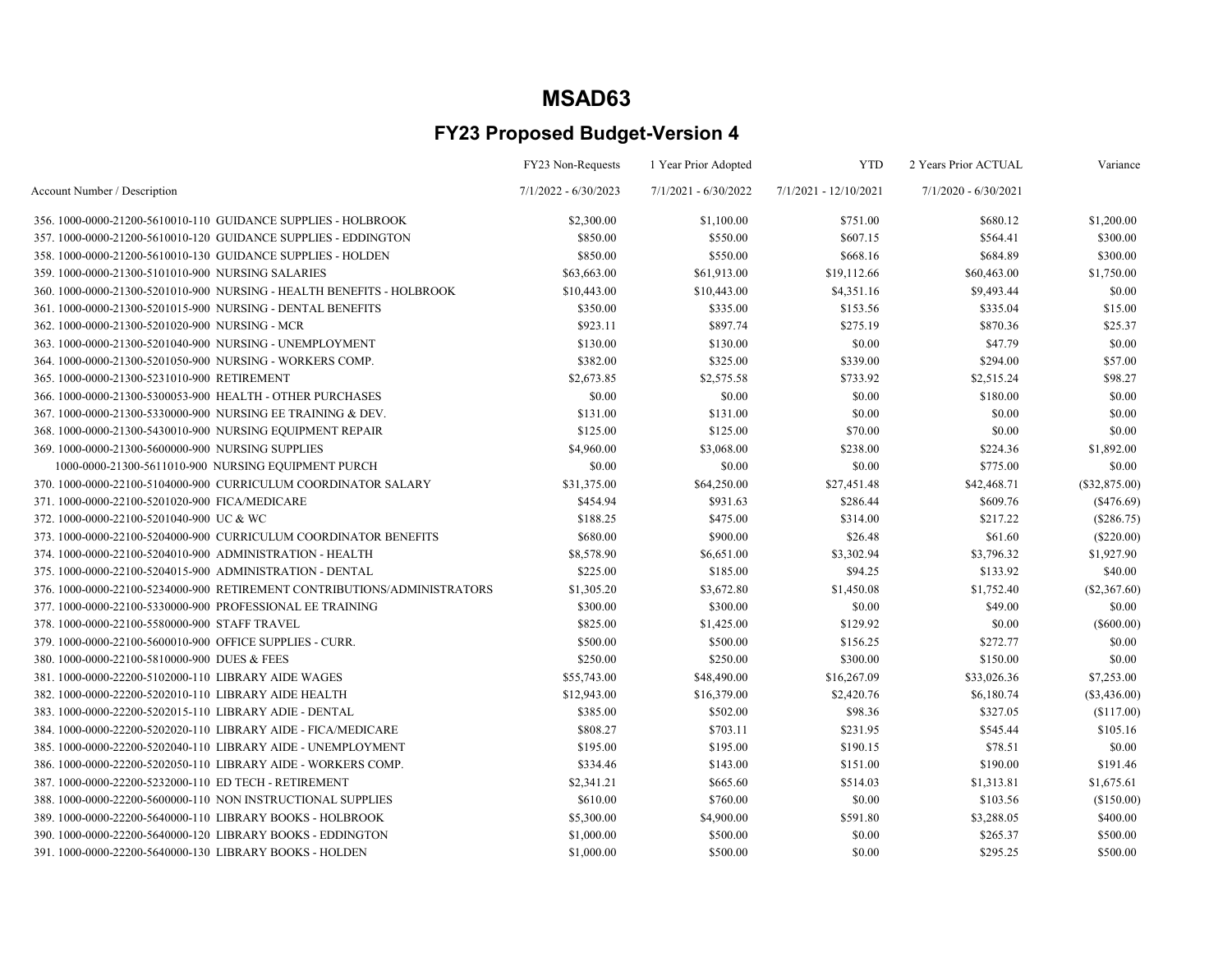# MSAD63

## FY23 Proposed Budget-Version 4

| Account Number / Description | FY23 Non-Requests<br>7/1/2022 - 6/30/2023 | 1 Year Prior Adopted<br>7/1/2021 - 6/30/2022 | YTD<br>7/1/2021 - 12/10/2021 | 2 Years Prior ACTUAL<br>7/1/2020 - 6/30/2021 | Variance |
|---|---|---|---|---|---|
| 356. 1000-0000-21200-5610010-110 GUIDANCE SUPPLIES - HOLBROOK | $2,300.00 | $1,100.00 | $751.00 | $680.12 | $1,200.00 |
| 357. 1000-0000-21200-5610010-120 GUIDANCE SUPPLIES - EDDINGTON | $850.00 | $550.00 | $607.15 | $564.41 | $300.00 |
| 358. 1000-0000-21200-5610010-130 GUIDANCE SUPPLIES - HOLDEN | $850.00 | $550.00 | $668.16 | $684.89 | $300.00 |
| 359. 1000-0000-21300-5101010-900 NURSING SALARIES | $63,663.00 | $61,913.00 | $19,112.66 | $60,463.00 | $1,750.00 |
| 360. 1000-0000-21300-5201010-900 NURSING - HEALTH BENEFITS - HOLBROOK | $10,443.00 | $10,443.00 | $4,351.16 | $9,493.44 | $0.00 |
| 361. 1000-0000-21300-5201015-900 NURSING - DENTAL BENEFITS | $350.00 | $335.00 | $153.56 | $335.04 | $15.00 |
| 362. 1000-0000-21300-5201020-900 NURSING - MCR | $923.11 | $897.74 | $275.19 | $870.36 | $25.37 |
| 363. 1000-0000-21300-5201040-900 NURSING - UNEMPLOYMENT | $130.00 | $130.00 | $0.00 | $47.79 | $0.00 |
| 364. 1000-0000-21300-5201050-900 NURSING - WORKERS COMP. | $382.00 | $325.00 | $339.00 | $294.00 | $57.00 |
| 365. 1000-0000-21300-5231010-900 RETIREMENT | $2,673.85 | $2,575.58 | $733.92 | $2,515.24 | $98.27 |
| 366. 1000-0000-21300-5300053-900 HEALTH - OTHER PURCHASES | $0.00 | $0.00 | $0.00 | $180.00 | $0.00 |
| 367. 1000-0000-21300-5330000-900 NURSING EE TRAINING & DEV. | $131.00 | $131.00 | $0.00 | $0.00 | $0.00 |
| 368. 1000-0000-21300-5430010-900 NURSING EQUIPMENT REPAIR | $125.00 | $125.00 | $70.00 | $0.00 | $0.00 |
| 369. 1000-0000-21300-5600000-900 NURSING SUPPLIES | $4,960.00 | $3,068.00 | $238.00 | $224.36 | $1,892.00 |
| 1000-0000-21300-5611010-900 NURSING EQUIPMENT PURCH | $0.00 | $0.00 | $0.00 | $775.00 | $0.00 |
| 370. 1000-0000-22100-5104000-900 CURRICULUM COORDINATOR SALARY | $31,375.00 | $64,250.00 | $27,451.48 | $42,468.71 | ($32,875.00) |
| 371. 1000-0000-22100-5201020-900 FICA/MEDICARE | $454.94 | $931.63 | $286.44 | $609.76 | ($476.69) |
| 372. 1000-0000-22100-5201040-900 UC & WC | $188.25 | $475.00 | $314.00 | $217.22 | ($286.75) |
| 373. 1000-0000-22100-5204000-900 CURRICULUM COORDINATOR BENEFITS | $680.00 | $900.00 | $26.48 | $61.60 | ($220.00) |
| 374. 1000-0000-22100-5204010-900 ADMINISTRATION - HEALTH | $8,578.90 | $6,651.00 | $3,302.94 | $3,796.32 | $1,927.90 |
| 375. 1000-0000-22100-5204015-900 ADMINISTRATION - DENTAL | $225.00 | $185.00 | $94.25 | $133.92 | $40.00 |
| 376. 1000-0000-22100-5234000-900 RETIREMENT CONTRIBUTIONS/ADMINISTRATORS | $1,305.20 | $3,672.80 | $1,450.08 | $1,752.40 | ($2,367.60) |
| 377. 1000-0000-22100-5330000-900 PROFESSIONAL EE TRAINING | $300.00 | $300.00 | $0.00 | $49.00 | $0.00 |
| 378. 1000-0000-22100-5580000-900 STAFF TRAVEL | $825.00 | $1,425.00 | $129.92 | $0.00 | ($600.00) |
| 379. 1000-0000-22100-5600010-900 OFFICE SUPPLIES - CURR. | $500.00 | $500.00 | $156.25 | $272.77 | $0.00 |
| 380. 1000-0000-22100-5810000-900 DUES & FEES | $250.00 | $250.00 | $300.00 | $150.00 | $0.00 |
| 381. 1000-0000-22200-5102000-110 LIBRARY AIDE WAGES | $55,743.00 | $48,490.00 | $16,267.09 | $33,026.36 | $7,253.00 |
| 382. 1000-0000-22200-5202010-110 LIBRARY AIDE HEALTH | $12,943.00 | $16,379.00 | $2,420.76 | $6,180.74 | ($3,436.00) |
| 383. 1000-0000-22200-5202015-110 LIBRARY ADIE - DENTAL | $385.00 | $502.00 | $98.36 | $327.05 | ($117.00) |
| 384. 1000-0000-22200-5202020-110 LIBRARY AIDE - FICA/MEDICARE | $808.27 | $703.11 | $231.95 | $545.44 | $105.16 |
| 385. 1000-0000-22200-5202040-110 LIBRARY AIDE - UNEMPLOYMENT | $195.00 | $195.00 | $190.15 | $78.51 | $0.00 |
| 386. 1000-0000-22200-5202050-110 LIBRARY AIDE - WORKERS COMP. | $334.46 | $143.00 | $151.00 | $190.00 | $191.46 |
| 387. 1000-0000-22200-5232000-110 ED TECH - RETIREMENT | $2,341.21 | $665.60 | $514.03 | $1,313.81 | $1,675.61 |
| 388. 1000-0000-22200-5600000-110 NON INSTRUCTIONAL SUPPLIES | $610.00 | $760.00 | $0.00 | $103.56 | ($150.00) |
| 389. 1000-0000-22200-5640000-110 LIBRARY BOOKS - HOLBROOK | $5,300.00 | $4,900.00 | $591.80 | $3,288.05 | $400.00 |
| 390. 1000-0000-22200-5640000-120 LIBRARY BOOKS - EDDINGTON | $1,000.00 | $500.00 | $0.00 | $265.37 | $500.00 |
| 391. 1000-0000-22200-5640000-130 LIBRARY BOOKS - HOLDEN | $1,000.00 | $500.00 | $0.00 | $295.25 | $500.00 |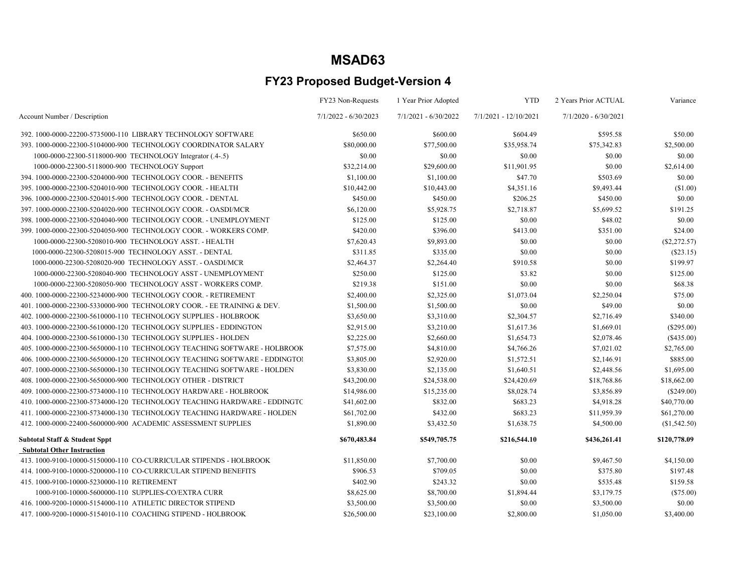# MSAD63

## FY23 Proposed Budget-Version 4

| Account Number / Description | FY23 Non-Requests<br>7/1/2022 - 6/30/2023 | 1 Year Prior Adopted<br>7/1/2021 - 6/30/2022 | YTD<br>7/1/2021 - 12/10/2021 | 2 Years Prior ACTUAL<br>7/1/2020 - 6/30/2021 | Variance |
|---|---|---|---|---|---|
| 392. 1000-0000-22200-5735000-110 LIBRARY TECHNOLOGY SOFTWARE | $650.00 | $600.00 | $604.49 | $595.58 | $50.00 |
| 393. 1000-0000-22300-5104000-900 TECHNOLOGY COORDINATOR SALARY | $80,000.00 | $77,500.00 | $35,958.74 | $75,342.83 | $2,500.00 |
| 1000-0000-22300-5118000-900 TECHNOLOGY Integrator (.4-.5) | $0.00 | $0.00 | $0.00 | $0.00 | $0.00 |
| 1000-0000-22300-5118000-900 TECHNOLOGY Support | $32,214.00 | $29,600.00 | $11,901.95 | $0.00 | $2,614.00 |
| 394. 1000-0000-22300-5204000-900 TECHNOLOGY COOR. - BENEFITS | $1,100.00 | $1,100.00 | $47.70 | $503.69 | $0.00 |
| 395. 1000-0000-22300-5204010-900 TECHNOLOGY COOR. - HEALTH | $10,442.00 | $10,443.00 | $4,351.16 | $9,493.44 | ($1.00) |
| 396. 1000-0000-22300-5204015-900 TECHNOLOGY COOR. - DENTAL | $450.00 | $450.00 | $206.25 | $450.00 | $0.00 |
| 397. 1000-0000-22300-5204020-900 TECHNOLOGY COOR. - OASDI/MCR | $6,120.00 | $5,928.75 | $2,718.87 | $5,699.52 | $191.25 |
| 398. 1000-0000-22300-5204040-900 TECHNOLOGY COOR. - UNEMPLOYMENT | $125.00 | $125.00 | $0.00 | $48.02 | $0.00 |
| 399. 1000-0000-22300-5204050-900 TECHNOLOGY COOR. - WORKERS COMP. | $420.00 | $396.00 | $413.00 | $351.00 | $24.00 |
| 1000-0000-22300-5208010-900 TECHNOLOGY ASST. - HEALTH | $7,620.43 | $9,893.00 | $0.00 | $0.00 | ($2,272.57) |
| 1000-0000-22300-5208015-900 TECHNOLOGY ASST. - DENTAL | $311.85 | $335.00 | $0.00 | $0.00 | ($23.15) |
| 1000-0000-22300-5208020-900 TECHNOLOGY ASST. - OASDI/MCR | $2,464.37 | $2,264.40 | $910.58 | $0.00 | $199.97 |
| 1000-0000-22300-5208040-900 TECHNOLOGY ASST - UNEMPLOYMENT | $250.00 | $125.00 | $3.82 | $0.00 | $125.00 |
| 1000-0000-22300-5208050-900 TECHNOLOGY ASST - WORKERS COMP. | $219.38 | $151.00 | $0.00 | $0.00 | $68.38 |
| 400. 1000-0000-22300-5234000-900 TECHNOLOGY COOR. - RETIREMENT | $2,400.00 | $2,325.00 | $1,073.04 | $2,250.04 | $75.00 |
| 401. 1000-0000-22300-5330000-900 TECHNOLORY COOR. - EE TRAINING & DEV. | $1,500.00 | $1,500.00 | $0.00 | $49.00 | $0.00 |
| 402. 1000-0000-22300-5610000-110 TECHNOLOGY SUPPLIES - HOLBROOK | $3,650.00 | $3,310.00 | $2,304.57 | $2,716.49 | $340.00 |
| 403. 1000-0000-22300-5610000-120 TECHNOLOGY SUPPLIES - EDDINGTON | $2,915.00 | $3,210.00 | $1,617.36 | $1,669.01 | ($295.00) |
| 404. 1000-0000-22300-5610000-130 TECHNOLOGY SUPPLIES - HOLDEN | $2,225.00 | $2,660.00 | $1,654.73 | $2,078.46 | ($435.00) |
| 405. 1000-0000-22300-5650000-110 TECHNOLOGY TEACHING SOFTWARE - HOLBROOK | $7,575.00 | $4,810.00 | $4,766.26 | $7,021.02 | $2,765.00 |
| 406. 1000-0000-22300-5650000-120 TECHNOLOGY TEACHING SOFTWARE - EDDINGTOI | $3,805.00 | $2,920.00 | $1,572.51 | $2,146.91 | $885.00 |
| 407. 1000-0000-22300-5650000-130 TECHNOLOGY TEACHING SOFTWARE - HOLDEN | $3,830.00 | $2,135.00 | $1,640.51 | $2,448.56 | $1,695.00 |
| 408. 1000-0000-22300-5650000-900 TECHNOLOGY OTHER - DISTRICT | $43,200.00 | $24,538.00 | $24,420.69 | $18,768.86 | $18,662.00 |
| 409. 1000-0000-22300-5734000-110 TECHNOLOGY HARDWARE - HOLBROOK | $14,986.00 | $15,235.00 | $8,028.74 | $3,856.89 | ($249.00) |
| 410. 1000-0000-22300-5734000-120 TECHNOLOGY TEACHING HARDWARE - EDDINGTC | $41,602.00 | $832.00 | $683.23 | $4,918.28 | $40,770.00 |
| 411. 1000-0000-22300-5734000-130 TECHNOLOGY TEACHING HARDWARE - HOLDEN | $61,702.00 | $432.00 | $683.23 | $11,959.39 | $61,270.00 |
| 412. 1000-0000-22400-5600000-900 ACADEMIC ASSESSMENT SUPPLIES | $1,890.00 | $3,432.50 | $1,638.75 | $4,500.00 | ($1,542.50) |
| **Subtotal Staff & Student Sppt** | **$670,483.84** | **$549,705.75** | **$216,544.10** | **$436,261.41** | **$120,778.09** |
| **Subtotal Other Instruction** | | | | | |
| 413. 1000-9100-10000-5150000-110 CO-CURRICULAR STIPENDS - HOLBROOK | $11,850.00 | $7,700.00 | $0.00 | $9,467.50 | $4,150.00 |
| 414. 1000-9100-10000-5200000-110 CO-CURRICULAR STIPEND BENEFITS | $906.53 | $709.05 | $0.00 | $375.80 | $197.48 |
| 415. 1000-9100-10000-5230000-110 RETIREMENT | $402.90 | $243.32 | $0.00 | $535.48 | $159.58 |
| 1000-9100-10000-5600000-110 SUPPLIES-CO/EXTRA CURR | $8,625.00 | $8,700.00 | $1,894.44 | $3,179.75 | ($75.00) |
| 416. 1000-9200-10000-5154000-110 ATHLETIC DIRECTOR STIPEND | $3,500.00 | $3,500.00 | $0.00 | $3,500.00 | $0.00 |
| 417. 1000-9200-10000-5154010-110 COACHING STIPEND - HOLBROOK | $26,500.00 | $23,100.00 | $2,800.00 | $1,050.00 | $3,400.00 |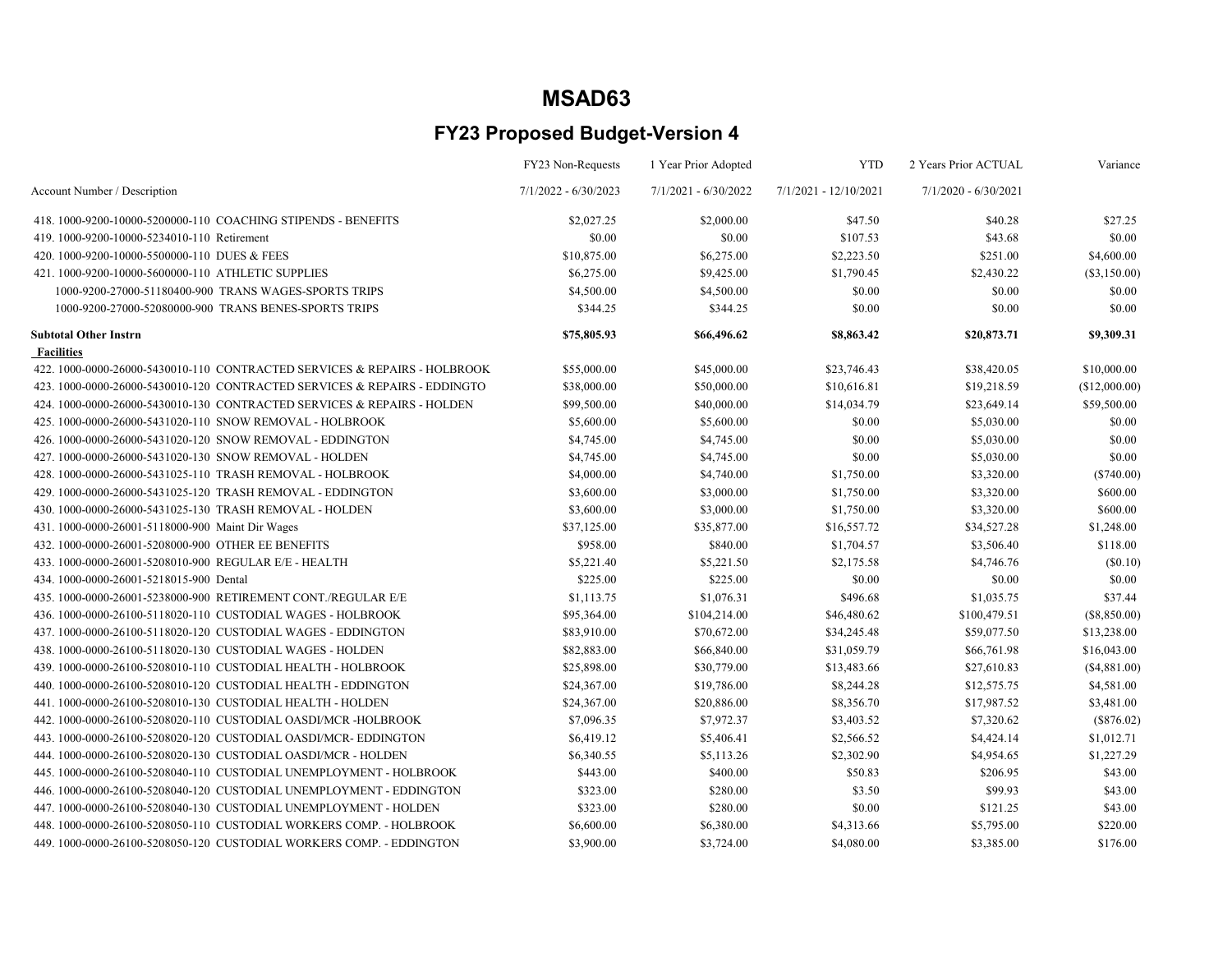# MSAD63

## FY23 Proposed Budget-Version 4

| Account Number / Description | FY23 Non-Requests 7/1/2022 - 6/30/2023 | 1 Year Prior Adopted 7/1/2021 - 6/30/2022 | YTD 7/1/2021 - 12/10/2021 | 2 Years Prior ACTUAL 7/1/2020 - 6/30/2021 | Variance |
|---|---|---|---|---|---|
| 418. 1000-9200-10000-5200000-110 COACHING STIPENDS - BENEFITS | $2,027.25 | $2,000.00 | $47.50 | $40.28 | $27.25 |
| 419. 1000-9200-10000-5234010-110 Retirement | $0.00 | $0.00 | $107.53 | $43.68 | $0.00 |
| 420. 1000-9200-10000-5500000-110 DUES & FEES | $10,875.00 | $6,275.00 | $2,223.50 | $251.00 | $4,600.00 |
| 421. 1000-9200-10000-5600000-110 ATHLETIC SUPPLIES | $6,275.00 | $9,425.00 | $1,790.45 | $2,430.22 | ($3,150.00) |
| 1000-9200-27000-51180400-900 TRANS WAGES-SPORTS TRIPS | $4,500.00 | $4,500.00 | $0.00 | $0.00 | $0.00 |
| 1000-9200-27000-52080000-900 TRANS BENES-SPORTS TRIPS | $344.25 | $344.25 | $0.00 | $0.00 | $0.00 |
| **Subtotal Other Instrn** | **$75,805.93** | **$66,496.62** | **$8,863.42** | **$20,873.71** | **$9,309.31** |
| **Facilities** | | | | | |
| 422. 1000-0000-26000-5430010-110 CONTRACTED SERVICES & REPAIRS - HOLBROOK | $55,000.00 | $45,000.00 | $23,746.43 | $38,420.05 | $10,000.00 |
| 423. 1000-0000-26000-5430010-120 CONTRACTED SERVICES & REPAIRS - EDDINGTO | $38,000.00 | $50,000.00 | $10,616.81 | $19,218.59 | ($12,000.00) |
| 424. 1000-0000-26000-5430010-130 CONTRACTED SERVICES & REPAIRS - HOLDEN | $99,500.00 | $40,000.00 | $14,034.79 | $23,649.14 | $59,500.00 |
| 425. 1000-0000-26000-5431020-110 SNOW REMOVAL - HOLBROOK | $5,600.00 | $5,600.00 | $0.00 | $5,030.00 | $0.00 |
| 426. 1000-0000-26000-5431020-120 SNOW REMOVAL - EDDINGTON | $4,745.00 | $4,745.00 | $0.00 | $5,030.00 | $0.00 |
| 427. 1000-0000-26000-5431020-130 SNOW REMOVAL - HOLDEN | $4,745.00 | $4,745.00 | $0.00 | $5,030.00 | $0.00 |
| 428. 1000-0000-26000-5431025-110 TRASH REMOVAL - HOLBROOK | $4,000.00 | $4,740.00 | $1,750.00 | $3,320.00 | ($740.00) |
| 429. 1000-0000-26000-5431025-120 TRASH REMOVAL - EDDINGTON | $3,600.00 | $3,000.00 | $1,750.00 | $3,320.00 | $600.00 |
| 430. 1000-0000-26000-5431025-130 TRASH REMOVAL - HOLDEN | $3,600.00 | $3,000.00 | $1,750.00 | $3,320.00 | $600.00 |
| 431. 1000-0000-26001-5118000-900 Maint Dir Wages | $37,125.00 | $35,877.00 | $16,557.72 | $34,527.28 | $1,248.00 |
| 432. 1000-0000-26001-5208000-900 OTHER EE BENEFITS | $958.00 | $840.00 | $1,704.57 | $3,506.40 | $118.00 |
| 433. 1000-0000-26001-5208010-900 REGULAR E/E - HEALTH | $5,221.40 | $5,221.50 | $2,175.58 | $4,746.76 | ($0.10) |
| 434. 1000-0000-26001-5218015-900 Dental | $225.00 | $225.00 | $0.00 | $0.00 | $0.00 |
| 435. 1000-0000-26001-5238000-900 RETIREMENT CONT./REGULAR E/E | $1,113.75 | $1,076.31 | $496.68 | $1,035.75 | $37.44 |
| 436. 1000-0000-26100-5118020-110 CUSTODIAL WAGES - HOLBROOK | $95,364.00 | $104,214.00 | $46,480.62 | $100,479.51 | ($8,850.00) |
| 437. 1000-0000-26100-5118020-120 CUSTODIAL WAGES - EDDINGTON | $83,910.00 | $70,672.00 | $34,245.48 | $59,077.50 | $13,238.00 |
| 438. 1000-0000-26100-5118020-130 CUSTODIAL WAGES - HOLDEN | $82,883.00 | $66,840.00 | $31,059.79 | $66,761.98 | $16,043.00 |
| 439. 1000-0000-26100-5208010-110 CUSTODIAL HEALTH - HOLBROOK | $25,898.00 | $30,779.00 | $13,483.66 | $27,610.83 | ($4,881.00) |
| 440. 1000-0000-26100-5208010-120 CUSTODIAL HEALTH - EDDINGTON | $24,367.00 | $19,786.00 | $8,244.28 | $12,575.75 | $4,581.00 |
| 441. 1000-0000-26100-5208010-130 CUSTODIAL HEALTH - HOLDEN | $24,367.00 | $20,886.00 | $8,356.70 | $17,987.52 | $3,481.00 |
| 442. 1000-0000-26100-5208020-110 CUSTODIAL OASDI/MCR -HOLBROOK | $7,096.35 | $7,972.37 | $3,403.52 | $7,320.62 | ($876.02) |
| 443. 1000-0000-26100-5208020-120 CUSTODIAL OASDI/MCR- EDDINGTON | $6,419.12 | $5,406.41 | $2,566.52 | $4,424.14 | $1,012.71 |
| 444. 1000-0000-26100-5208020-130 CUSTODIAL OASDI/MCR - HOLDEN | $6,340.55 | $5,113.26 | $2,302.90 | $4,954.65 | $1,227.29 |
| 445. 1000-0000-26100-5208040-110 CUSTODIAL UNEMPLOYMENT - HOLBROOK | $443.00 | $400.00 | $50.83 | $206.95 | $43.00 |
| 446. 1000-0000-26100-5208040-120 CUSTODIAL UNEMPLOYMENT - EDDINGTON | $323.00 | $280.00 | $3.50 | $99.93 | $43.00 |
| 447. 1000-0000-26100-5208040-130 CUSTODIAL UNEMPLOYMENT - HOLDEN | $323.00 | $280.00 | $0.00 | $121.25 | $43.00 |
| 448. 1000-0000-26100-5208050-110 CUSTODIAL WORKERS COMP. - HOLBROOK | $6,600.00 | $6,380.00 | $4,313.66 | $5,795.00 | $220.00 |
| 449. 1000-0000-26100-5208050-120 CUSTODIAL WORKERS COMP. - EDDINGTON | $3,900.00 | $3,724.00 | $4,080.00 | $3,385.00 | $176.00 |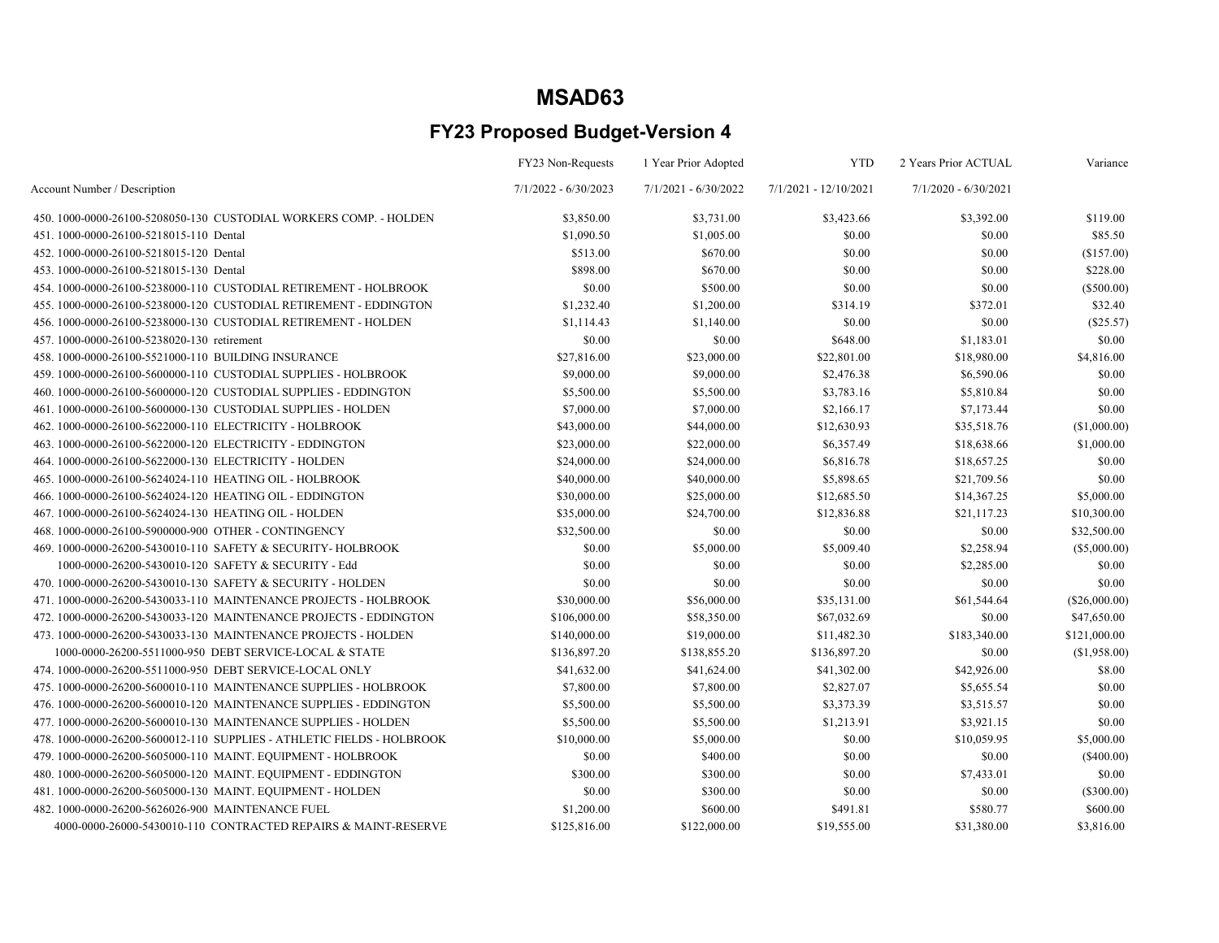# MSAD63

## FY23 Proposed Budget-Version 4

| Account Number / Description | FY23 Non-Requests 7/1/2022 - 6/30/2023 | 1 Year Prior Adopted 7/1/2021 - 6/30/2022 | YTD 7/1/2021 - 12/10/2021 | 2 Years Prior ACTUAL 7/1/2020 - 6/30/2021 | Variance |
|---|---|---|---|---|---|
| 450. 1000-0000-26100-5208050-130 CUSTODIAL WORKERS COMP. - HOLDEN | $3,850.00 | $3,731.00 | $3,423.66 | $3,392.00 | $119.00 |
| 451. 1000-0000-26100-5218015-110 Dental | $1,090.50 | $1,005.00 | $0.00 | $0.00 | $85.50 |
| 452. 1000-0000-26100-5218015-120 Dental | $513.00 | $670.00 | $0.00 | $0.00 | ($157.00) |
| 453. 1000-0000-26100-5218015-130 Dental | $898.00 | $670.00 | $0.00 | $0.00 | $228.00 |
| 454. 1000-0000-26100-5238000-110 CUSTODIAL RETIREMENT - HOLBROOK | $0.00 | $500.00 | $0.00 | $0.00 | ($500.00) |
| 455. 1000-0000-26100-5238000-120 CUSTODIAL RETIREMENT - EDDINGTON | $1,232.40 | $1,200.00 | $314.19 | $372.01 | $32.40 |
| 456. 1000-0000-26100-5238000-130 CUSTODIAL RETIREMENT - HOLDEN | $1,114.43 | $1,140.00 | $0.00 | $0.00 | ($25.57) |
| 457. 1000-0000-26100-5238020-130 retirement | $0.00 | $0.00 | $648.00 | $1,183.01 | $0.00 |
| 458. 1000-0000-26100-5521000-110 BUILDING INSURANCE | $27,816.00 | $23,000.00 | $22,801.00 | $18,980.00 | $4,816.00 |
| 459. 1000-0000-26100-5600000-110 CUSTODIAL SUPPLIES - HOLBROOK | $9,000.00 | $9,000.00 | $2,476.38 | $6,590.06 | $0.00 |
| 460. 1000-0000-26100-5600000-120 CUSTODIAL SUPPLIES - EDDINGTON | $5,500.00 | $5,500.00 | $3,783.16 | $5,810.84 | $0.00 |
| 461. 1000-0000-26100-5600000-130 CUSTODIAL SUPPLIES - HOLDEN | $7,000.00 | $7,000.00 | $2,166.17 | $7,173.44 | $0.00 |
| 462. 1000-0000-26100-5622000-110 ELECTRICITY - HOLBROOK | $43,000.00 | $44,000.00 | $12,630.93 | $35,518.76 | ($1,000.00) |
| 463. 1000-0000-26100-5622000-120 ELECTRICITY - EDDINGTON | $23,000.00 | $22,000.00 | $6,357.49 | $18,638.66 | $1,000.00 |
| 464. 1000-0000-26100-5622000-130 ELECTRICITY - HOLDEN | $24,000.00 | $24,000.00 | $6,816.78 | $18,657.25 | $0.00 |
| 465. 1000-0000-26100-5624024-110 HEATING OIL - HOLBROOK | $40,000.00 | $40,000.00 | $5,898.65 | $21,709.56 | $0.00 |
| 466. 1000-0000-26100-5624024-120 HEATING OIL - EDDINGTON | $30,000.00 | $25,000.00 | $12,685.50 | $14,367.25 | $5,000.00 |
| 467. 1000-0000-26100-5624024-130 HEATING OIL - HOLDEN | $35,000.00 | $24,700.00 | $12,836.88 | $21,117.23 | $10,300.00 |
| 468. 1000-0000-26100-5900000-900 OTHER - CONTINGENCY | $32,500.00 | $0.00 | $0.00 | $0.00 | $32,500.00 |
| 469. 1000-0000-26200-5430010-110 SAFETY & SECURITY- HOLBROOK | $0.00 | $5,000.00 | $5,009.40 | $2,258.94 | ($5,000.00) |
| 1000-0000-26200-5430010-120 SAFETY & SECURITY - Edd | $0.00 | $0.00 | $0.00 | $2,285.00 | $0.00 |
| 470. 1000-0000-26200-5430010-130 SAFETY & SECURITY - HOLDEN | $0.00 | $0.00 | $0.00 | $0.00 | $0.00 |
| 471. 1000-0000-26200-5430033-110 MAINTENANCE PROJECTS - HOLBROOK | $30,000.00 | $56,000.00 | $35,131.00 | $61,544.64 | ($26,000.00) |
| 472. 1000-0000-26200-5430033-120 MAINTENANCE PROJECTS - EDDINGTON | $106,000.00 | $58,350.00 | $67,032.69 | $0.00 | $47,650.00 |
| 473. 1000-0000-26200-5430033-130 MAINTENANCE PROJECTS - HOLDEN | $140,000.00 | $19,000.00 | $11,482.30 | $183,340.00 | $121,000.00 |
| 1000-0000-26200-5511000-950 DEBT SERVICE-LOCAL & STATE | $136,897.20 | $138,855.20 | $136,897.20 | $0.00 | ($1,958.00) |
| 474. 1000-0000-26200-5511000-950 DEBT SERVICE-LOCAL ONLY | $41,632.00 | $41,624.00 | $41,302.00 | $42,926.00 | $8.00 |
| 475. 1000-0000-26200-5600010-110 MAINTENANCE SUPPLIES - HOLBROOK | $7,800.00 | $7,800.00 | $2,827.07 | $5,655.54 | $0.00 |
| 476. 1000-0000-26200-5600010-120 MAINTENANCE SUPPLIES - EDDINGTON | $5,500.00 | $5,500.00 | $3,373.39 | $3,515.57 | $0.00 |
| 477. 1000-0000-26200-5600010-130 MAINTENANCE SUPPLIES - HOLDEN | $5,500.00 | $5,500.00 | $1,213.91 | $3,921.15 | $0.00 |
| 478. 1000-0000-26200-5600012-110 SUPPLIES - ATHLETIC FIELDS - HOLBROOK | $10,000.00 | $5,000.00 | $0.00 | $10,059.95 | $5,000.00 |
| 479. 1000-0000-26200-5605000-110 MAINT. EQUIPMENT - HOLBROOK | $0.00 | $400.00 | $0.00 | $0.00 | ($400.00) |
| 480. 1000-0000-26200-5605000-120 MAINT. EQUIPMENT - EDDINGTON | $300.00 | $300.00 | $0.00 | $7,433.01 | $0.00 |
| 481. 1000-0000-26200-5605000-130 MAINT. EQUIPMENT - HOLDEN | $0.00 | $300.00 | $0.00 | $0.00 | ($300.00) |
| 482. 1000-0000-26200-5626026-900 MAINTENANCE FUEL | $1,200.00 | $600.00 | $491.81 | $580.77 | $600.00 |
| 4000-0000-26000-5430010-110 CONTRACTED REPAIRS & MAINT-RESERVE | $125,816.00 | $122,000.00 | $19,555.00 | $31,380.00 | $3,816.00 |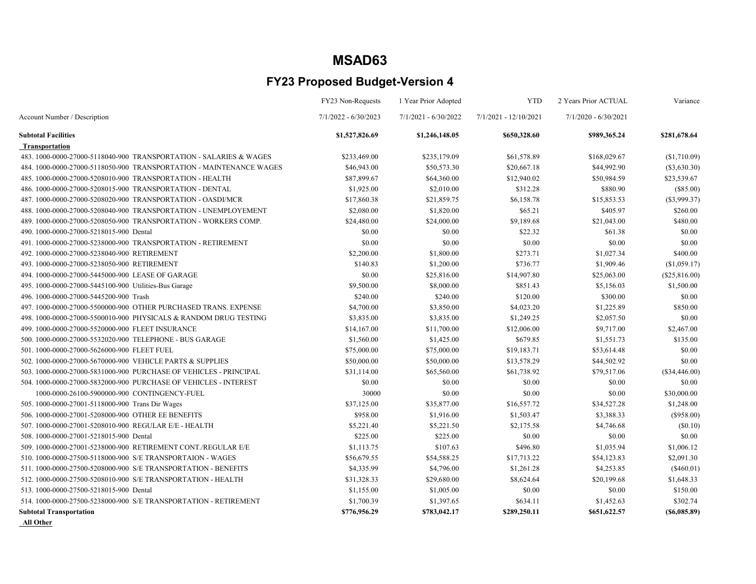# MSAD63

## FY23 Proposed Budget-Version 4

| Account Number / Description | FY23 Non-Requests<br>7/1/2022 - 6/30/2023 | 1 Year Prior Adopted<br>7/1/2021 - 6/30/2022 | YTD<br>7/1/2021 - 12/10/2021 | 2 Years Prior ACTUAL<br>7/1/2020 - 6/30/2021 | Variance |
|---|---|---|---|---|---|
| **Subtotal Facilities** | **$1,527,826.69** | **$1,246,148.05** | **$650,328.60** | **$989,365.24** | **$281,678.64** |
| **Transportation** | | | | | |
| 483. 1000-0000-27000-5118040-900 TRANSPORTATION - SALARIES & WAGES | $233,469.00 | $235,179.09 | $61,578.89 | $168,029.67 | ($1,710.09) |
| 484. 1000-0000-27000-5118050-900 TRANSPORTATION - MAINTENANCE WAGES | $46,943.00 | $50,573.30 | $20,667.18 | $44,992.90 | ($3,630.30) |
| 485. 1000-0000-27000-5208010-900 TRANSPORTATION - HEALTH | $87,899.67 | $64,360.00 | $12,940.02 | $50,984.59 | $23,539.67 |
| 486. 1000-0000-27000-5208015-900 TRANSPORTATION - DENTAL | $1,925.00 | $2,010.00 | $312.28 | $880.90 | ($85.00) |
| 487. 1000-0000-27000-5208020-900 TRANSPORTATION - OASDI/MCR | $17,860.38 | $21,859.75 | $6,158.78 | $15,853.53 | ($3,999.37) |
| 488. 1000-0000-27000-5208040-900 TRANSPORTATION - UNEMPLOYEMENT | $2,080.00 | $1,820.00 | $65.21 | $405.97 | $260.00 |
| 489. 1000-0000-27000-5208050-900 TRANSPORTATION - WORKERS COMP. | $24,480.00 | $24,000.00 | $9,189.68 | $21,043.00 | $480.00 |
| 490. 1000-0000-27000-5218015-900 Dental | $0.00 | $0.00 | $22.32 | $61.38 | $0.00 |
| 491. 1000-0000-27000-5238000-900 TRANSPORTATION - RETIREMENT | $0.00 | $0.00 | $0.00 | $0.00 | $0.00 |
| 492. 1000-0000-27000-5238040-900 RETIREMENT | $2,200.00 | $1,800.00 | $273.71 | $1,027.34 | $400.00 |
| 493. 1000-0000-27000-5238050-900 RETIREMENT | $140.83 | $1,200.00 | $736.77 | $1,909.46 | ($1,059.17) |
| 494. 1000-0000-27000-5445000-900 LEASE OF GARAGE | $0.00 | $25,816.00 | $14,907.80 | $25,063.00 | ($25,816.00) |
| 495. 1000-0000-27000-5445100-900 Utilities-Bus Garage | $9,500.00 | $8,000.00 | $851.43 | $5,156.03 | $1,500.00 |
| 496. 1000-0000-27000-5445200-900 Trash | $240.00 | $240.00 | $120.00 | $300.00 | $0.00 |
| 497. 1000-0000-27000-5500000-900 OTHER PURCHASED TRANS. EXPENSE | $4,700.00 | $3,850.00 | $4,023.20 | $1,225.89 | $850.00 |
| 498. 1000-0000-27000-5500010-900 PHYSICALS & RANDOM DRUG TESTING | $3,835.00 | $3,835.00 | $1,249.25 | $2,057.50 | $0.00 |
| 499. 1000-0000-27000-5520000-900 FLEET INSURANCE | $14,167.00 | $11,700.00 | $12,006.00 | $9,717.00 | $2,467.00 |
| 500. 1000-0000-27000-5532020-900 TELEPHONE - BUS GARAGE | $1,560.00 | $1,425.00 | $679.85 | $1,551.73 | $135.00 |
| 501. 1000-0000-27000-5626000-900 FLEET FUEL | $75,000.00 | $75,000.00 | $19,183.71 | $53,614.48 | $0.00 |
| 502. 1000-0000-27000-5670000-900 VEHICLE PARTS & SUPPLIES | $50,000.00 | $50,000.00 | $13,578.29 | $44,502.92 | $0.00 |
| 503. 1000-0000-27000-5831000-900 PURCHASE OF VEHICLES - PRINCIPAL | $31,114.00 | $65,560.00 | $61,738.92 | $79,517.06 | ($34,446.00) |
| 504. 1000-0000-27000-5832000-900 PURCHASE OF VEHICLES - INTEREST | $0.00 | $0.00 | $0.00 | $0.00 | $0.00 |
| 1000-0000-26100-5900000-900 CONTINGENCY-FUEL | 30000 | $0.00 | $0.00 | $0.00 | $30,000.00 |
| 505. 1000-0000-27001-5118000-900 Trans Dir Wages | $37,125.00 | $35,877.00 | $16,557.72 | $34,527.28 | $1,248.00 |
| 506. 1000-0000-27001-5208000-900 OTHER EE BENEFITS | $958.00 | $1,916.00 | $1,503.47 | $3,388.33 | ($958.00) |
| 507. 1000-0000-27001-5208010-900 REGULAR E/E - HEALTH | $5,221.40 | $5,221.50 | $2,175.58 | $4,746.68 | ($0.10) |
| 508. 1000-0000-27001-5218015-900 Dental | $225.00 | $225.00 | $0.00 | $0.00 | $0.00 |
| 509. 1000-0000-27001-5238000-900 RETIREMENT CONT./REGULAR E/E | $1,113.75 | $107.63 | $496.80 | $1,035.94 | $1,006.12 |
| 510. 1000-0000-27500-5118000-900 S/E TRANSPORTAION - WAGES | $56,679.55 | $54,588.25 | $17,713.22 | $54,123.83 | $2,091.30 |
| 511. 1000-0000-27500-5208000-900 S/E TRANSPORTATION - BENEFITS | $4,335.99 | $4,796.00 | $1,261.28 | $4,253.85 | ($460.01) |
| 512. 1000-0000-27500-5208010-900 S/E TRANSPORTATION - HEALTH | $31,328.33 | $29,680.00 | $8,624.64 | $20,199.68 | $1,648.33 |
| 513. 1000-0000-27500-5218015-900 Dental | $1,155.00 | $1,005.00 | $0.00 | $0.00 | $150.00 |
| 514. 1000-0000-27500-5238000-900 S/E TRANSPORTATION - RETIREMENT | $1,700.39 | $1,397.65 | $634.11 | $1,452.63 | $302.74 |
| **Subtotal Transportation** | **$776,956.29** | **$783,042.17** | **$289,250.11** | **$651,622.57** | **($6,085.89)** |
| **All Other** | | | | | |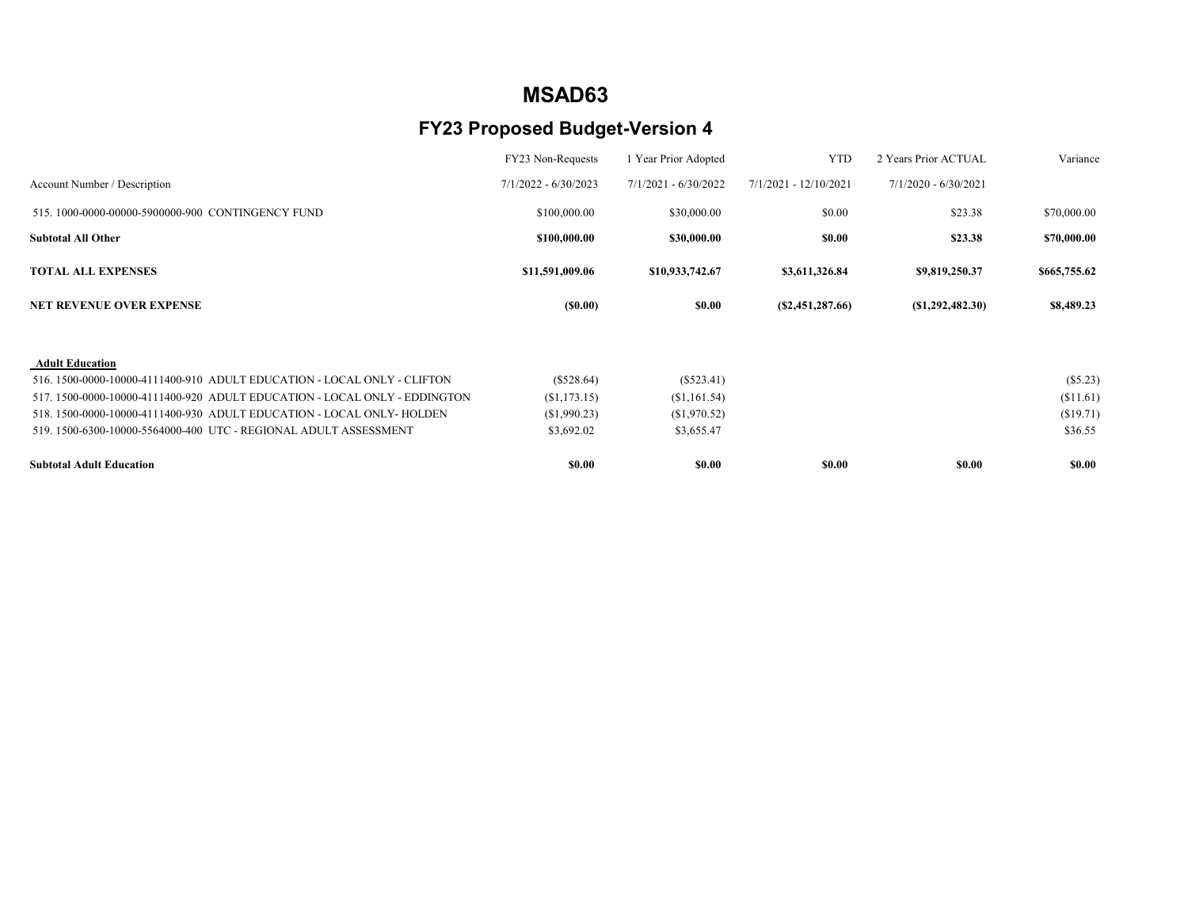# MSAD63

## FY23 Proposed Budget-Version 4

| Account Number / Description | FY23 Non-Requests 7/1/2022 - 6/30/2023 | 1 Year Prior Adopted 7/1/2021 - 6/30/2022 | YTD 7/1/2021 - 12/10/2021 | 2 Years Prior ACTUAL 7/1/2020 - 6/30/2021 | Variance |
|---|---|---|---|---|---|
| 515. 1000-0000-00000-5900000-900 CONTINGENCY FUND | $100,000.00 | $30,000.00 | $0.00 | $23.38 | $70,000.00 |
| **Subtotal All Other** | **$100,000.00** | **$30,000.00** | **$0.00** | **$23.38** | **$70,000.00** |
| **TOTAL ALL EXPENSES** | **$11,591,009.06** | **$10,933,742.67** | **$3,611,326.84** | **$9,819,250.37** | **$665,755.62** |
| **NET REVENUE OVER EXPENSE** | **($0.00)** | **$0.00** | **($2,451,287.66)** | **($1,292,482.30)** | **$8,489.23** |
| **Adult Education** | | | | | |
| 516. 1500-0000-10000-4111400-910 ADULT EDUCATION - LOCAL ONLY - CLIFTON | ($528.64) | ($523.41) | | | ($5.23) |
| 517. 1500-0000-10000-4111400-920 ADULT EDUCATION - LOCAL ONLY - EDDINGTON | ($1,173.15) | ($1,161.54) | | | ($11.61) |
| 518. 1500-0000-10000-4111400-930 ADULT EDUCATION - LOCAL ONLY- HOLDEN | ($1,990.23) | ($1,970.52) | | | ($19.71) |
| 519. 1500-6300-10000-5564000-400 UTC - REGIONAL ADULT ASSESSMENT | $3,692.02 | $3,655.47 | | | $36.55 |
| **Subtotal Adult Education** | **$0.00** | **$0.00** | **$0.00** | **$0.00** | **$0.00** |